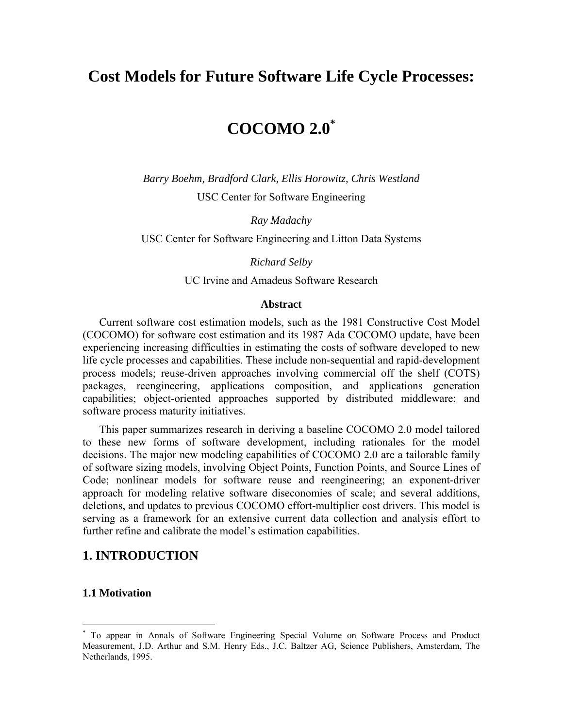# Cost Models for Future Software Life Cycle Processes:

# COCOMO 2.0*

*Barry Boehm, Bradford Clark, Ellis Horowitz, Chris Westland*

USC Center for Software Engineering

*Ray Madachy*

USC Center for Software Engineering and Litton Data Systems

*Richard Selby*

UC Irvine and Amadeus Software Research

**Abstract**

Current software cost estimation models, such as the 1981 Constructive Cost Model (COCOMO) for software cost estimation and its 1987 Ada COCOMO update, have been experiencing increasing difficulties in estimating the costs of software developed to new life cycle processes and capabilities. These include non-sequential and rapid-development process models; reuse-driven approaches involving commercial off the shelf (COTS) packages, reengineering, applications composition, and applications generation capabilities; object-oriented approaches supported by distributed middleware; and software process maturity initiatives.

This paper summarizes research in deriving a baseline COCOMO 2.0 model tailored to these new forms of software development, including rationales for the model decisions. The major new modeling capabilities of COCOMO 2.0 are a tailorable family of software sizing models, involving Object Points, Function Points, and Source Lines of Code; nonlinear models for software reuse and reengineering; an exponent-driver approach for modeling relative software diseconomies of scale; and several additions, deletions, and updates to previous COCOMO effort-multiplier cost drivers. This model is serving as a framework for an extensive current data collection and analysis effort to further refine and calibrate the model's estimation capabilities.

## 1. INTRODUCTION

### 1.1 Motivation

---

* To appear in Annals of Software Engineering Special Volume on Software Process and Product Measurement, J.D. Arthur and S.M. Henry Eds., J.C. Baltzer AG, Science Publishers, Amsterdam, The Netherlands, 1995.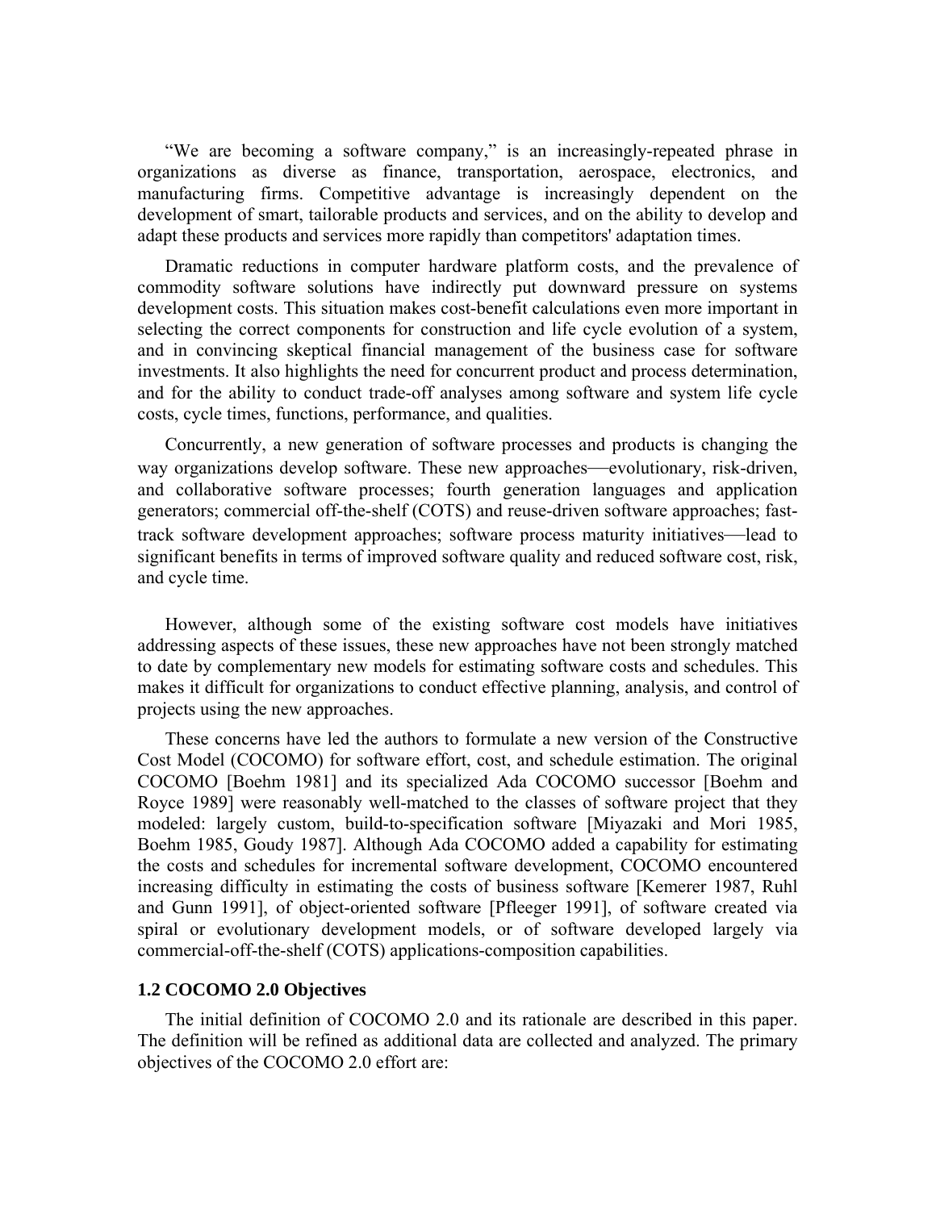“We are becoming a software company,” is an increasingly-repeated phrase in organizations as diverse as finance, transportation, aerospace, electronics, and manufacturing firms. Competitive advantage is increasingly dependent on the development of smart, tailorable products and services, and on the ability to develop and adapt these products and services more rapidly than competitors' adaptation times.

Dramatic reductions in computer hardware platform costs, and the prevalence of commodity software solutions have indirectly put downward pressure on systems development costs. This situation makes cost-benefit calculations even more important in selecting the correct components for construction and life cycle evolution of a system, and in convincing skeptical financial management of the business case for software investments. It also highlights the need for concurrent product and process determination, and for the ability to conduct trade-off analyses among software and system life cycle costs, cycle times, functions, performance, and qualities.

Concurrently, a new generation of software processes and products is changing the way organizations develop software. These new approaches—evolutionary, risk-driven, and collaborative software processes; fourth generation languages and application generators; commercial off-the-shelf (COTS) and reuse-driven software approaches; fast-track software development approaches; software process maturity initiatives—lead to significant benefits in terms of improved software quality and reduced software cost, risk, and cycle time.

However, although some of the existing software cost models have initiatives addressing aspects of these issues, these new approaches have not been strongly matched to date by complementary new models for estimating software costs and schedules. This makes it difficult for organizations to conduct effective planning, analysis, and control of projects using the new approaches.

These concerns have led the authors to formulate a new version of the Constructive Cost Model (COCOMO) for software effort, cost, and schedule estimation. The original COCOMO [Boehm 1981] and its specialized Ada COCOMO successor [Boehm and Royce 1989] were reasonably well-matched to the classes of software project that they modeled: largely custom, build-to-specification software [Miyazaki and Mori 1985, Boehm 1985, Goudy 1987]. Although Ada COCOMO added a capability for estimating the costs and schedules for incremental software development, COCOMO encountered increasing difficulty in estimating the costs of business software [Kemerer 1987, Ruhl and Gunn 1991], of object-oriented software [Pfleeger 1991], of software created via spiral or evolutionary development models, or of software developed largely via commercial-off-the-shelf (COTS) applications-composition capabilities.

### 1.2 COCOMO 2.0 Objectives

The initial definition of COCOMO 2.0 and its rationale are described in this paper. The definition will be refined as additional data are collected and analyzed. The primary objectives of the COCOMO 2.0 effort are: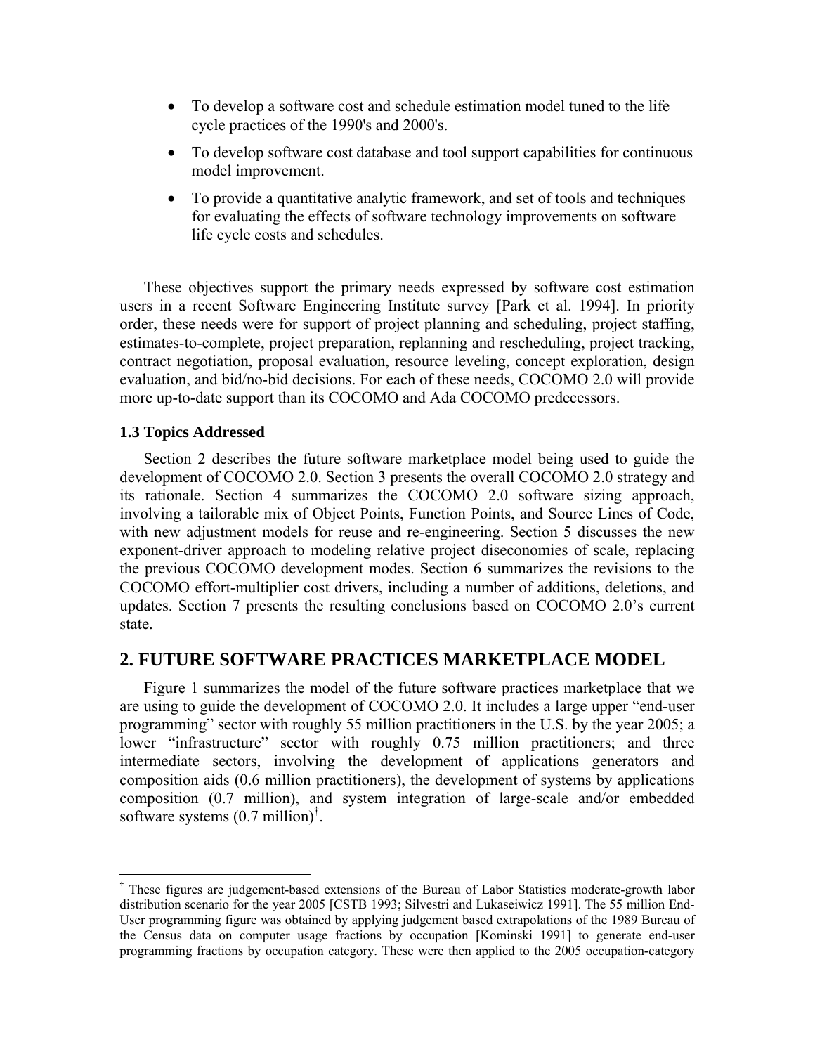- To develop a software cost and schedule estimation model tuned to the life cycle practices of the 1990's and 2000's.
- To develop software cost database and tool support capabilities for continuous model improvement.
- To provide a quantitative analytic framework, and set of tools and techniques for evaluating the effects of software technology improvements on software life cycle costs and schedules.

These objectives support the primary needs expressed by software cost estimation users in a recent Software Engineering Institute survey [Park et al. 1994]. In priority order, these needs were for support of project planning and scheduling, project staffing, estimates-to-complete, project preparation, replanning and rescheduling, project tracking, contract negotiation, proposal evaluation, resource leveling, concept exploration, design evaluation, and bid/no-bid decisions. For each of these needs, COCOMO 2.0 will provide more up-to-date support than its COCOMO and Ada COCOMO predecessors.

### 1.3 Topics Addressed

Section 2 describes the future software marketplace model being used to guide the development of COCOMO 2.0. Section 3 presents the overall COCOMO 2.0 strategy and its rationale. Section 4 summarizes the COCOMO 2.0 software sizing approach, involving a tailorable mix of Object Points, Function Points, and Source Lines of Code, with new adjustment models for reuse and re-engineering. Section 5 discusses the new exponent-driver approach to modeling relative project diseconomies of scale, replacing the previous COCOMO development modes. Section 6 summarizes the revisions to the COCOMO effort-multiplier cost drivers, including a number of additions, deletions, and updates. Section 7 presents the resulting conclusions based on COCOMO 2.0's current state.

## 2. FUTURE SOFTWARE PRACTICES MARKETPLACE MODEL

Figure 1 summarizes the model of the future software practices marketplace that we are using to guide the development of COCOMO 2.0. It includes a large upper "end-user programming" sector with roughly 55 million practitioners in the U.S. by the year 2005; a lower "infrastructure" sector with roughly 0.75 million practitioners; and three intermediate sectors, involving the development of applications generators and composition aids (0.6 million practitioners), the development of systems by applications composition (0.7 million), and system integration of large-scale and/or embedded software systems (0.7 million)[†].

---

[†] These figures are judgement-based extensions of the Bureau of Labor Statistics moderate-growth labor distribution scenario for the year 2005 [CSTB 1993; Silvestri and Lukaseiwicz 1991]. The 55 million End-User programming figure was obtained by applying judgement based extrapolations of the 1989 Bureau of the Census data on computer usage fractions by occupation [Kominski 1991] to generate end-user programming fractions by occupation category. These were then applied to the 2005 occupation-category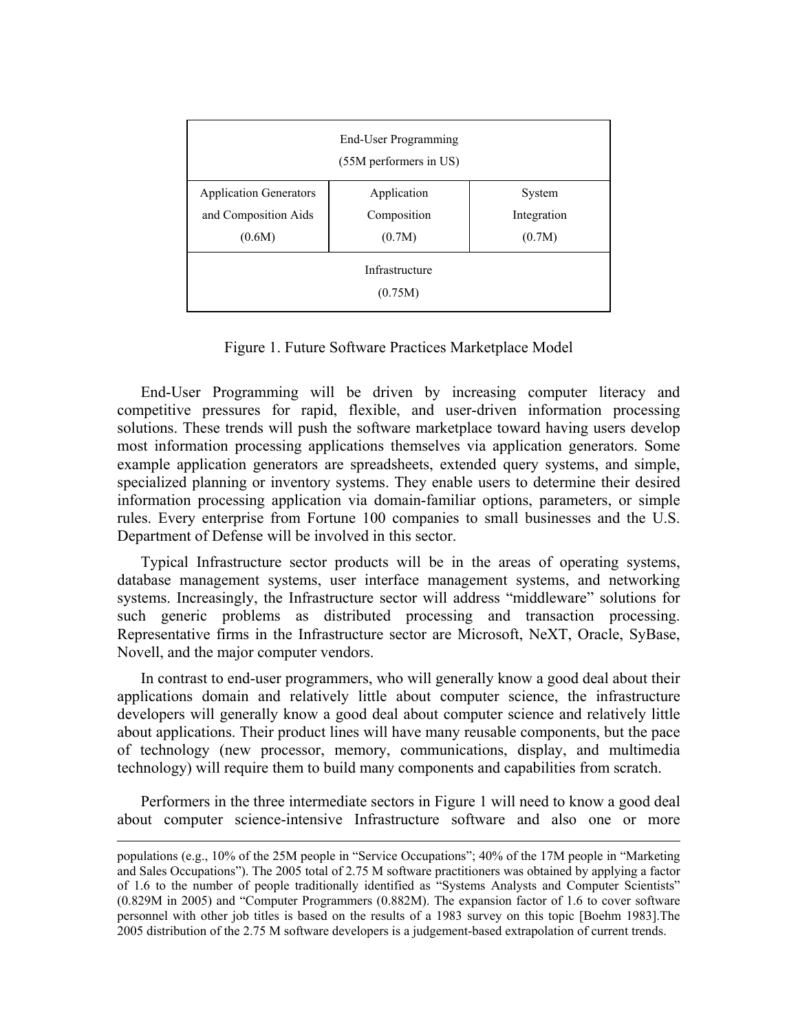| End-User Programming (55M performers in US) | | |
|---|---|---|
| Application Generators and Composition Aids (0.6M) | Application Composition (0.7M) | System Integration (0.7M) |
| Infrastructure (0.75M) | | |

Figure 1. Future Software Practices Marketplace Model

End-User Programming will be driven by increasing computer literacy and competitive pressures for rapid, flexible, and user-driven information processing solutions. These trends will push the software marketplace toward having users develop most information processing applications themselves via application generators. Some example application generators are spreadsheets, extended query systems, and simple, specialized planning or inventory systems. They enable users to determine their desired information processing application via domain-familiar options, parameters, or simple rules. Every enterprise from Fortune 100 companies to small businesses and the U.S. Department of Defense will be involved in this sector.

Typical Infrastructure sector products will be in the areas of operating systems, database management systems, user interface management systems, and networking systems. Increasingly, the Infrastructure sector will address "middleware" solutions for such generic problems as distributed processing and transaction processing. Representative firms in the Infrastructure sector are Microsoft, NeXT, Oracle, SyBase, Novell, and the major computer vendors.

In contrast to end-user programmers, who will generally know a good deal about their applications domain and relatively little about computer science, the infrastructure developers will generally know a good deal about computer science and relatively little about applications. Their product lines will have many reusable components, but the pace of technology (new processor, memory, communications, display, and multimedia technology) will require them to build many components and capabilities from scratch.

Performers in the three intermediate sectors in Figure 1 will need to know a good deal about computer science-intensive Infrastructure software and also one or more

---

populations (e.g., 10% of the 25M people in "Service Occupations"; 40% of the 17M people in "Marketing and Sales Occupations"). The 2005 total of 2.75 M software practitioners was obtained by applying a factor of 1.6 to the number of people traditionally identified as "Systems Analysts and Computer Scientists" (0.829M in 2005) and "Computer Programmers (0.882M). The expansion factor of 1.6 to cover software personnel with other job titles is based on the results of a 1983 survey on this topic [Boehm 1983].The 2005 distribution of the 2.75 M software developers is a judgement-based extrapolation of current trends.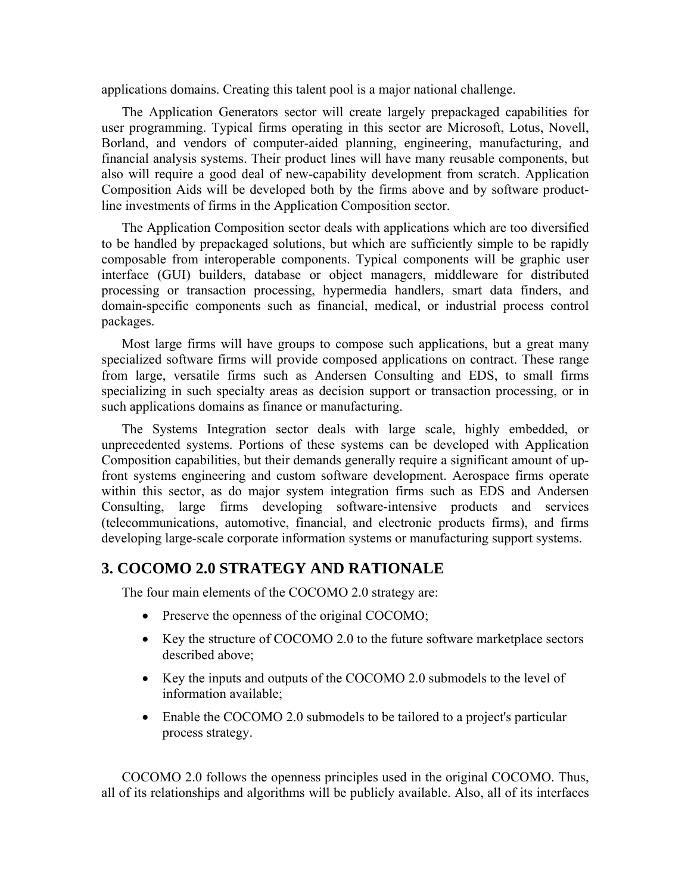applications domains. Creating this talent pool is a major national challenge.

The Application Generators sector will create largely prepackaged capabilities for user programming. Typical firms operating in this sector are Microsoft, Lotus, Novell, Borland, and vendors of computer-aided planning, engineering, manufacturing, and financial analysis systems. Their product lines will have many reusable components, but also will require a good deal of new-capability development from scratch. Application Composition Aids will be developed both by the firms above and by software product-line investments of firms in the Application Composition sector.

The Application Composition sector deals with applications which are too diversified to be handled by prepackaged solutions, but which are sufficiently simple to be rapidly composable from interoperable components. Typical components will be graphic user interface (GUI) builders, database or object managers, middleware for distributed processing or transaction processing, hypermedia handlers, smart data finders, and domain-specific components such as financial, medical, or industrial process control packages.

Most large firms will have groups to compose such applications, but a great many specialized software firms will provide composed applications on contract. These range from large, versatile firms such as Andersen Consulting and EDS, to small firms specializing in such specialty areas as decision support or transaction processing, or in such applications domains as finance or manufacturing.

The Systems Integration sector deals with large scale, highly embedded, or unprecedented systems. Portions of these systems can be developed with Application Composition capabilities, but their demands generally require a significant amount of up-front systems engineering and custom software development. Aerospace firms operate within this sector, as do major system integration firms such as EDS and Andersen Consulting, large firms developing software-intensive products and services (telecommunications, automotive, financial, and electronic products firms), and firms developing large-scale corporate information systems or manufacturing support systems.

## 3. COCOMO 2.0 STRATEGY AND RATIONALE

The four main elements of the COCOMO 2.0 strategy are:

- Preserve the openness of the original COCOMO;
- Key the structure of COCOMO 2.0 to the future software marketplace sectors described above;
- Key the inputs and outputs of the COCOMO 2.0 submodels to the level of information available;
- Enable the COCOMO 2.0 submodels to be tailored to a project's particular process strategy.

COCOMO 2.0 follows the openness principles used in the original COCOMO. Thus, all of its relationships and algorithms will be publicly available. Also, all of its interfaces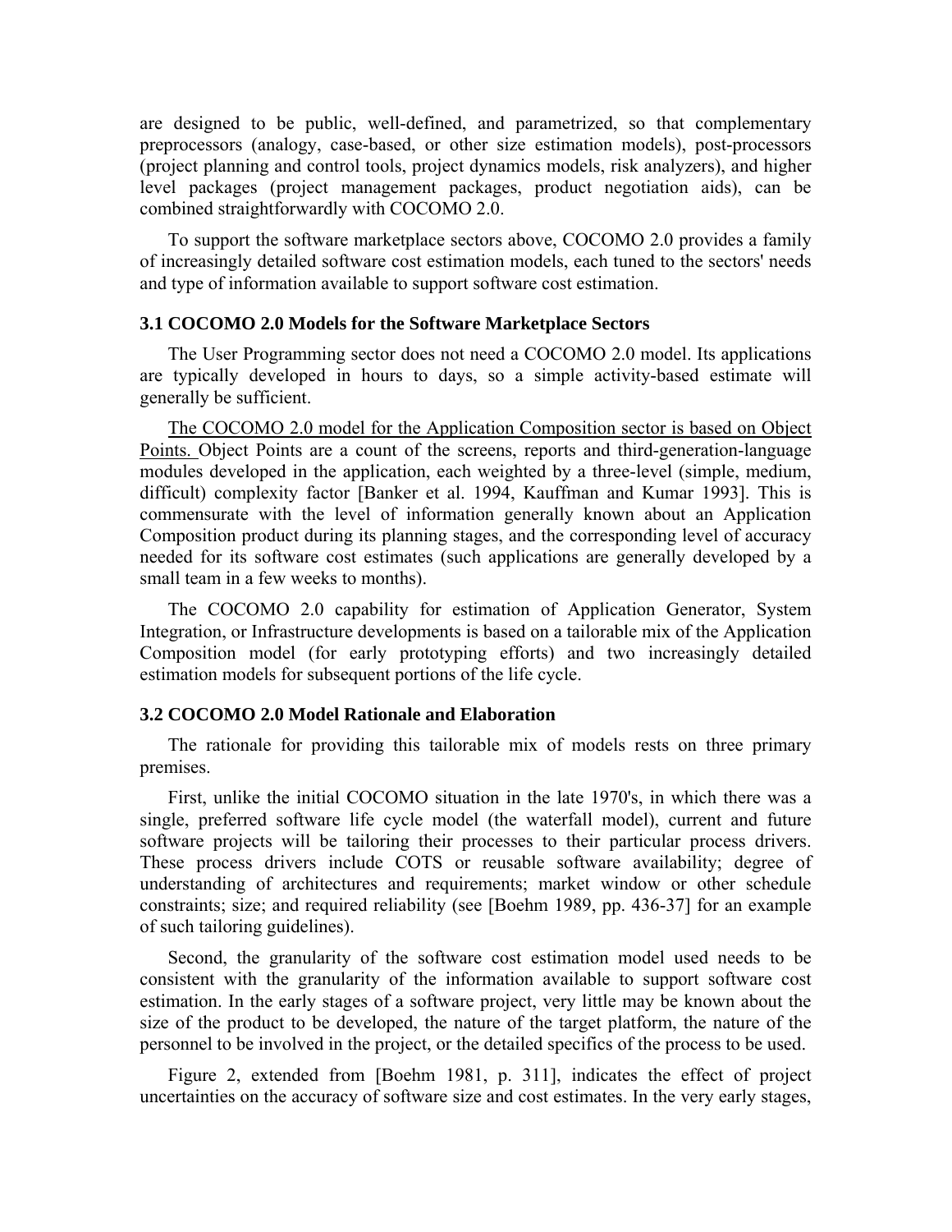are designed to be public, well-defined, and parametrized, so that complementary preprocessors (analogy, case-based, or other size estimation models), post-processors (project planning and control tools, project dynamics models, risk analyzers), and higher level packages (project management packages, product negotiation aids), can be combined straightforwardly with COCOMO 2.0.

To support the software marketplace sectors above, COCOMO 2.0 provides a family of increasingly detailed software cost estimation models, each tuned to the sectors' needs and type of information available to support software cost estimation.

### 3.1 COCOMO 2.0 Models for the Software Marketplace Sectors

The User Programming sector does not need a COCOMO 2.0 model. Its applications are typically developed in hours to days, so a simple activity-based estimate will generally be sufficient.

The COCOMO 2.0 model for the Application Composition sector is based on Object Points. Object Points are a count of the screens, reports and third-generation-language modules developed in the application, each weighted by a three-level (simple, medium, difficult) complexity factor [Banker et al. 1994, Kauffman and Kumar 1993]. This is commensurate with the level of information generally known about an Application Composition product during its planning stages, and the corresponding level of accuracy needed for its software cost estimates (such applications are generally developed by a small team in a few weeks to months).

The COCOMO 2.0 capability for estimation of Application Generator, System Integration, or Infrastructure developments is based on a tailorable mix of the Application Composition model (for early prototyping efforts) and two increasingly detailed estimation models for subsequent portions of the life cycle.

### 3.2 COCOMO 2.0 Model Rationale and Elaboration

The rationale for providing this tailorable mix of models rests on three primary premises.

First, unlike the initial COCOMO situation in the late 1970's, in which there was a single, preferred software life cycle model (the waterfall model), current and future software projects will be tailoring their processes to their particular process drivers. These process drivers include COTS or reusable software availability; degree of understanding of architectures and requirements; market window or other schedule constraints; size; and required reliability (see [Boehm 1989, pp. 436-37] for an example of such tailoring guidelines).

Second, the granularity of the software cost estimation model used needs to be consistent with the granularity of the information available to support software cost estimation. In the early stages of a software project, very little may be known about the size of the product to be developed, the nature of the target platform, the nature of the personnel to be involved in the project, or the detailed specifics of the process to be used.

Figure 2, extended from [Boehm 1981, p. 311], indicates the effect of project uncertainties on the accuracy of software size and cost estimates. In the very early stages,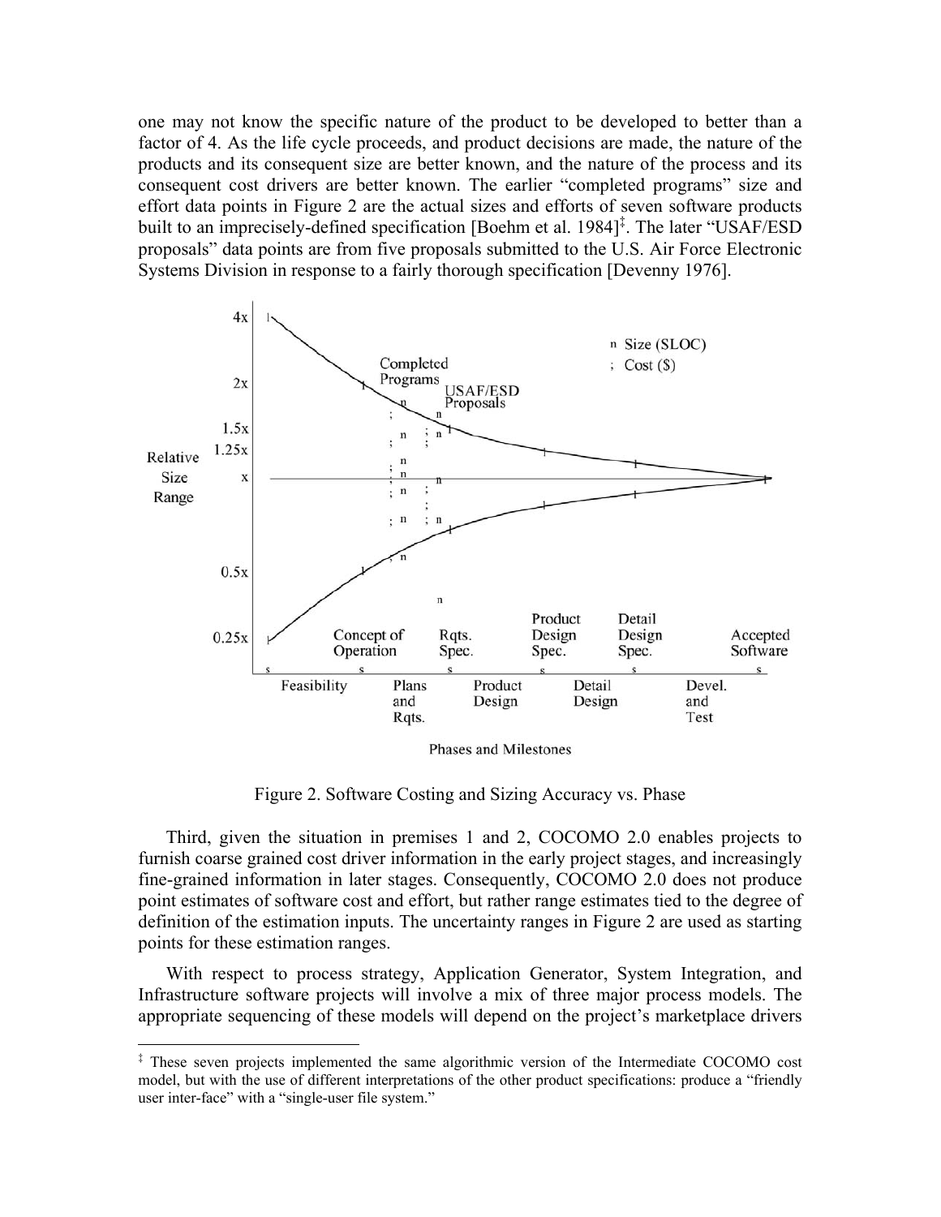one may not know the specific nature of the product to be developed to better than a factor of 4. As the life cycle proceeds, and product decisions are made, the nature of the products and its consequent size are better known, and the nature of the process and its consequent cost drivers are better known. The earlier "completed programs" size and effort data points in Figure 2 are the actual sizes and efforts of seven software products built to an imprecisely-defined specification [Boehm et al. 1984][‡]. The later "USAF/ESD proposals" data points are from five proposals submitted to the U.S. Air Force Electronic Systems Division in response to a fairly thorough specification [Devenny 1976].

Figure 2. Software Costing and Sizing Accuracy vs. Phase

Third, given the situation in premises 1 and 2, COCOMO 2.0 enables projects to furnish coarse grained cost driver information in the early project stages, and increasingly fine-grained information in later stages. Consequently, COCOMO 2.0 does not produce point estimates of software cost and effort, but rather range estimates tied to the degree of definition of the estimation inputs. The uncertainty ranges in Figure 2 are used as starting points for these estimation ranges.

With respect to process strategy, Application Generator, System Integration, and Infrastructure software projects will involve a mix of three major process models. The appropriate sequencing of these models will depend on the project's marketplace drivers

---

[‡] These seven projects implemented the same algorithmic version of the Intermediate COCOMO cost model, but with the use of different interpretations of the other product specifications: produce a "friendly user inter-face" with a "single-user file system."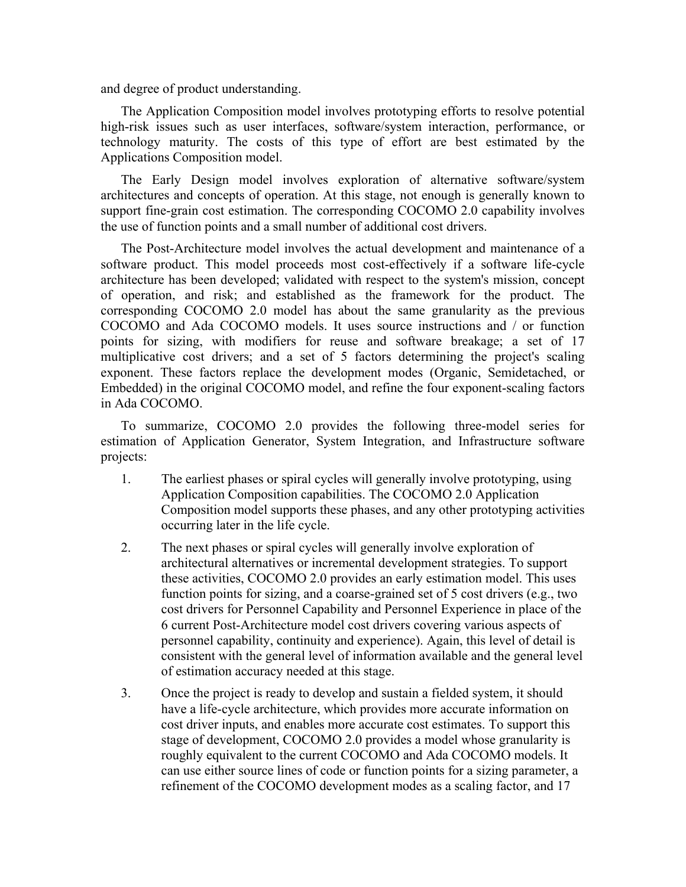and degree of product understanding.

The Application Composition model involves prototyping efforts to resolve potential high-risk issues such as user interfaces, software/system interaction, performance, or technology maturity. The costs of this type of effort are best estimated by the Applications Composition model.

The Early Design model involves exploration of alternative software/system architectures and concepts of operation. At this stage, not enough is generally known to support fine-grain cost estimation. The corresponding COCOMO 2.0 capability involves the use of function points and a small number of additional cost drivers.

The Post-Architecture model involves the actual development and maintenance of a software product. This model proceeds most cost-effectively if a software life-cycle architecture has been developed; validated with respect to the system's mission, concept of operation, and risk; and established as the framework for the product. The corresponding COCOMO 2.0 model has about the same granularity as the previous COCOMO and Ada COCOMO models. It uses source instructions and / or function points for sizing, with modifiers for reuse and software breakage; a set of 17 multiplicative cost drivers; and a set of 5 factors determining the project's scaling exponent. These factors replace the development modes (Organic, Semidetached, or Embedded) in the original COCOMO model, and refine the four exponent-scaling factors in Ada COCOMO.

To summarize, COCOMO 2.0 provides the following three-model series for estimation of Application Generator, System Integration, and Infrastructure software projects:

1. The earliest phases or spiral cycles will generally involve prototyping, using Application Composition capabilities. The COCOMO 2.0 Application Composition model supports these phases, and any other prototyping activities occurring later in the life cycle.

2. The next phases or spiral cycles will generally involve exploration of architectural alternatives or incremental development strategies. To support these activities, COCOMO 2.0 provides an early estimation model. This uses function points for sizing, and a coarse-grained set of 5 cost drivers (e.g., two cost drivers for Personnel Capability and Personnel Experience in place of the 6 current Post-Architecture model cost drivers covering various aspects of personnel capability, continuity and experience). Again, this level of detail is consistent with the general level of information available and the general level of estimation accuracy needed at this stage.

3. Once the project is ready to develop and sustain a fielded system, it should have a life-cycle architecture, which provides more accurate information on cost driver inputs, and enables more accurate cost estimates. To support this stage of development, COCOMO 2.0 provides a model whose granularity is roughly equivalent to the current COCOMO and Ada COCOMO models. It can use either source lines of code or function points for a sizing parameter, a refinement of the COCOMO development modes as a scaling factor, and 17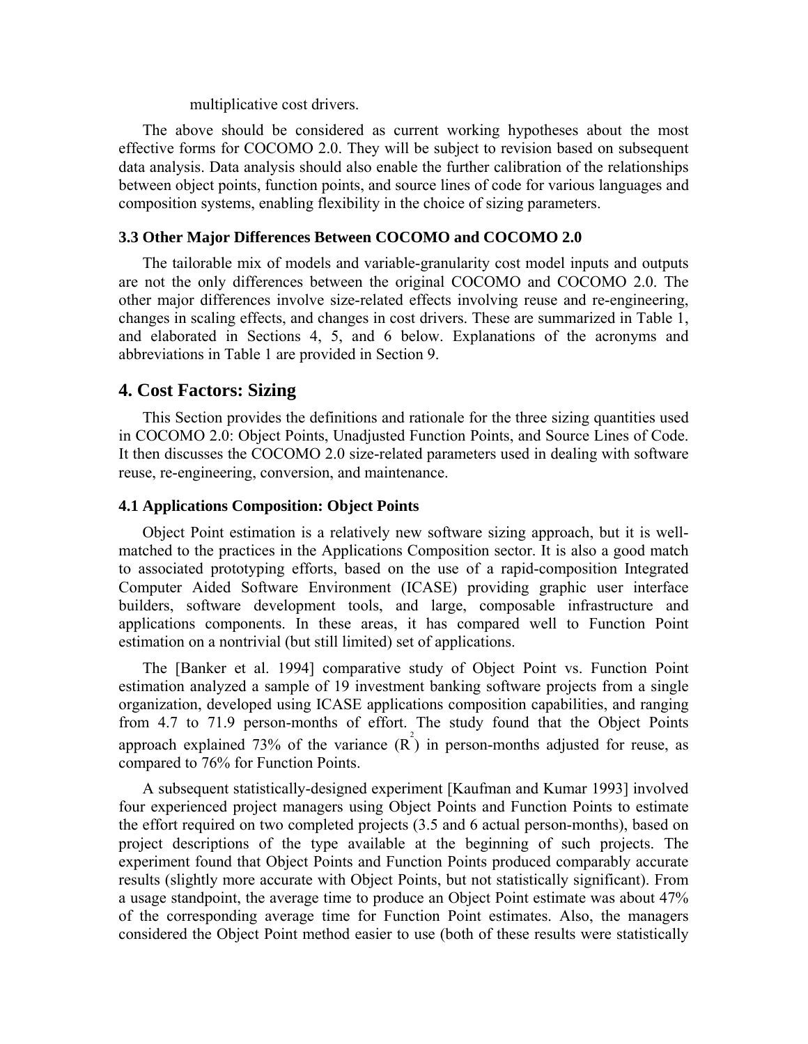multiplicative cost drivers.

The above should be considered as current working hypotheses about the most effective forms for COCOMO 2.0. They will be subject to revision based on subsequent data analysis. Data analysis should also enable the further calibration of the relationships between object points, function points, and source lines of code for various languages and composition systems, enabling flexibility in the choice of sizing parameters.

### 3.3 Other Major Differences Between COCOMO and COCOMO 2.0

The tailorable mix of models and variable-granularity cost model inputs and outputs are not the only differences between the original COCOMO and COCOMO 2.0. The other major differences involve size-related effects involving reuse and re-engineering, changes in scaling effects, and changes in cost drivers. These are summarized in Table 1, and elaborated in Sections 4, 5, and 6 below. Explanations of the acronyms and abbreviations in Table 1 are provided in Section 9.

## 4. Cost Factors: Sizing

This Section provides the definitions and rationale for the three sizing quantities used in COCOMO 2.0: Object Points, Unadjusted Function Points, and Source Lines of Code. It then discusses the COCOMO 2.0 size-related parameters used in dealing with software reuse, re-engineering, conversion, and maintenance.

### 4.1 Applications Composition: Object Points

Object Point estimation is a relatively new software sizing approach, but it is well-matched to the practices in the Applications Composition sector. It is also a good match to associated prototyping efforts, based on the use of a rapid-composition Integrated Computer Aided Software Environment (ICASE) providing graphic user interface builders, software development tools, and large, composable infrastructure and applications components. In these areas, it has compared well to Function Point estimation on a nontrivial (but still limited) set of applications.

The [Banker et al. 1994] comparative study of Object Point vs. Function Point estimation analyzed a sample of 19 investment banking software projects from a single organization, developed using ICASE applications composition capabilities, and ranging from 4.7 to 71.9 person-months of effort. The study found that the Object Points approach explained 73% of the variance ($R^2$) in person-months adjusted for reuse, as compared to 76% for Function Points.

A subsequent statistically-designed experiment [Kaufman and Kumar 1993] involved four experienced project managers using Object Points and Function Points to estimate the effort required on two completed projects (3.5 and 6 actual person-months), based on project descriptions of the type available at the beginning of such projects. The experiment found that Object Points and Function Points produced comparably accurate results (slightly more accurate with Object Points, but not statistically significant). From a usage standpoint, the average time to produce an Object Point estimate was about 47% of the corresponding average time for Function Point estimates. Also, the managers considered the Object Point method easier to use (both of these results were statistically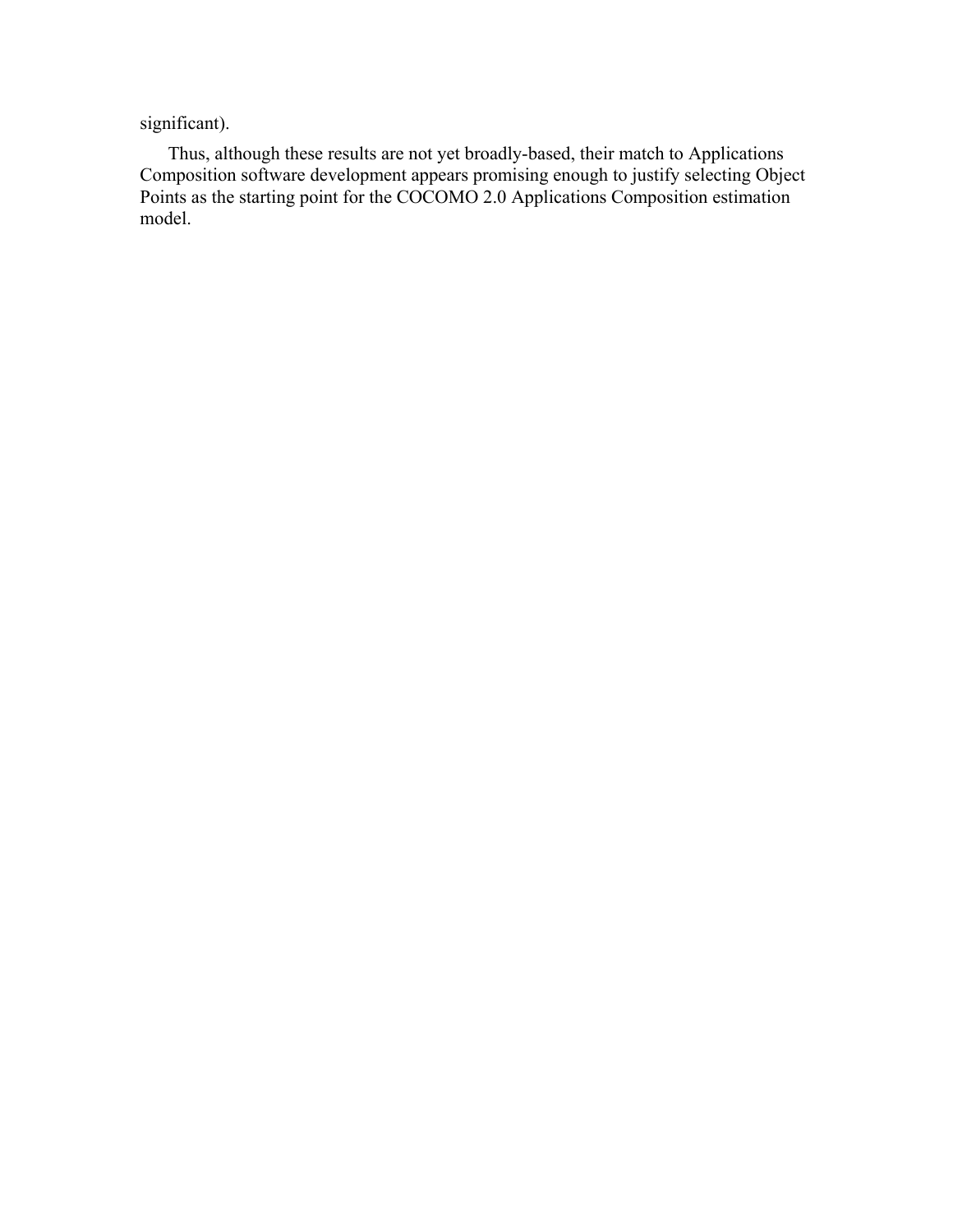significant).

Thus, although these results are not yet broadly-based, their match to Applications Composition software development appears promising enough to justify selecting Object Points as the starting point for the COCOMO 2.0 Applications Composition estimation model.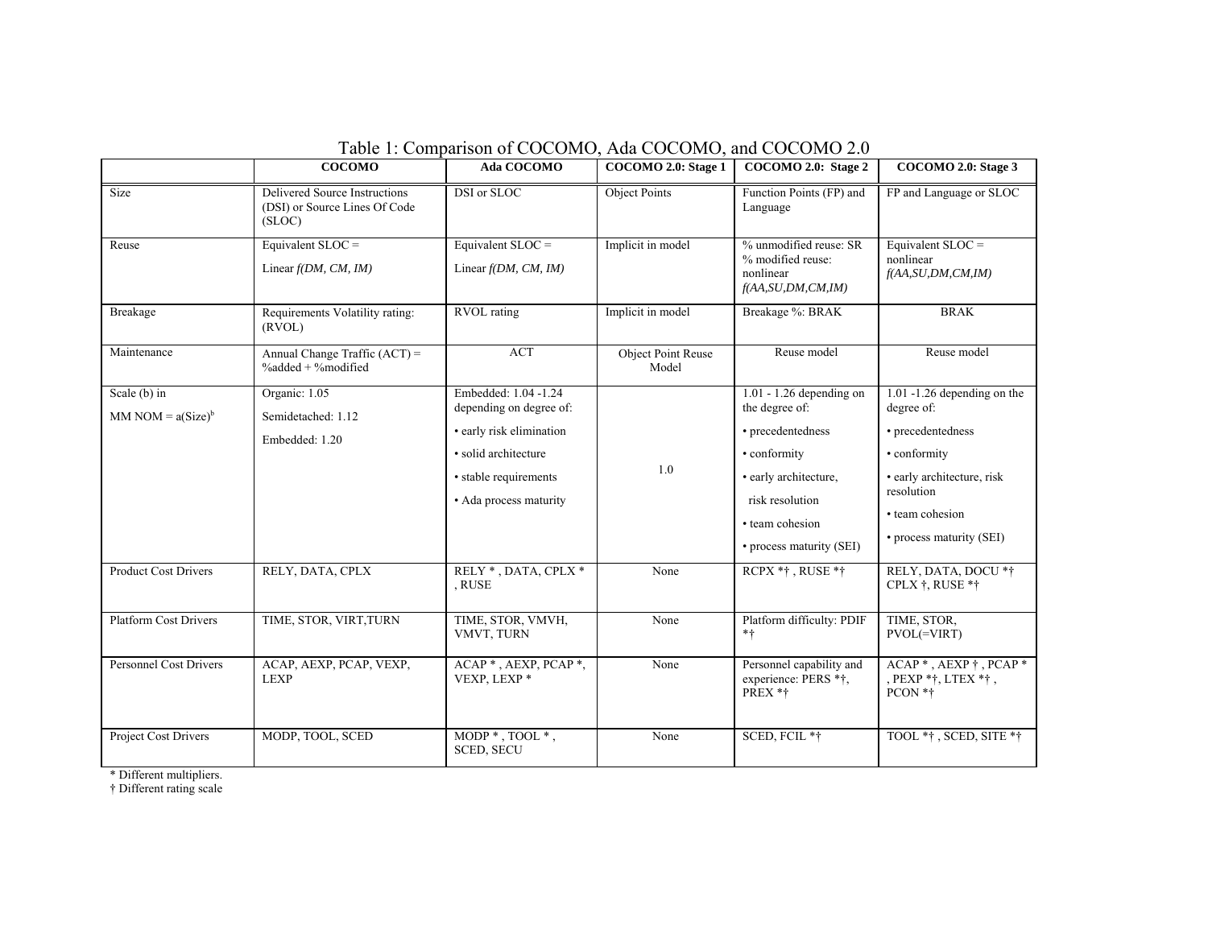Table 1: Comparison of COCOMO, Ada COCOMO, and COCOMO 2.0

| | COCOMO | Ada COCOMO | COCOMO 2.0: Stage 1 | COCOMO 2.0: Stage 2 | COCOMO 2.0: Stage 3 |
|---|---|---|---|---|---|
| Size | Delivered Source Instructions (DSI) or Source Lines Of Code (SLOC) | DSI or SLOC | Object Points | Function Points (FP) and Language | FP and Language or SLOC |
| Reuse | Equivalent SLOC = Linear *f(DM, CM, IM)* | Equivalent SLOC = Linear *f(DM, CM, IM)* | Implicit in model | % unmodified reuse: SR % modified reuse: nonlinear *f(AA,SU,DM,CM,IM)* | Equivalent SLOC = nonlinear *f(AA,SU,DM,CM,IM)* |
| Breakage | Requirements Volatility rating: (RVOL) | RVOL rating | Implicit in model | Breakage %: BRAK | BRAK |
| Maintenance | Annual Change Traffic (ACT) = %added + %modified | ACT | Object Point Reuse Model | Reuse model | Reuse model |
| Scale (b) in MM NOM = $a(\text{Size})^b$ | Organic: 1.05 Semidetached: 1.12 Embedded: 1.20 | Embedded: 1.04 -1.24 depending on degree of: • early risk elimination • solid architecture • stable requirements • Ada process maturity | 1.0 | 1.01 - 1.26 depending on the degree of: • precedentedness • conformity • early architecture, risk resolution • team cohesion • process maturity (SEI) | 1.01 -1.26 depending on the degree of: • precedentedness • conformity • early architecture, risk resolution • team cohesion • process maturity (SEI) |
| Product Cost Drivers | RELY, DATA, CPLX | RELY * , DATA, CPLX * , RUSE | None | RCPX *† , RUSE *† | RELY, DATA, DOCU *† CPLX †, RUSE *† |
| Platform Cost Drivers | TIME, STOR, VIRT,TURN | TIME, STOR, VMVH, VMVT, TURN | None | Platform difficulty: PDIF *† | TIME, STOR, PVOL(=VIRT) |
| Personnel Cost Drivers | ACAP, AEXP, PCAP, VEXP, LEXP | ACAP * , AEXP, PCAP *, VEXP, LEXP * | None | Personnel capability and experience: PERS *†, PREX *† | ACAP * , AEXP † , PCAP * , PEXP *†, LTEX *† , PCON *† |
| Project Cost Drivers | MODP, TOOL, SCED | MODP * , TOOL * , SCED, SECU | None | SCED, FCIL *† | TOOL *† , SCED, SITE *† |

\* Different multipliers.
† Different rating scale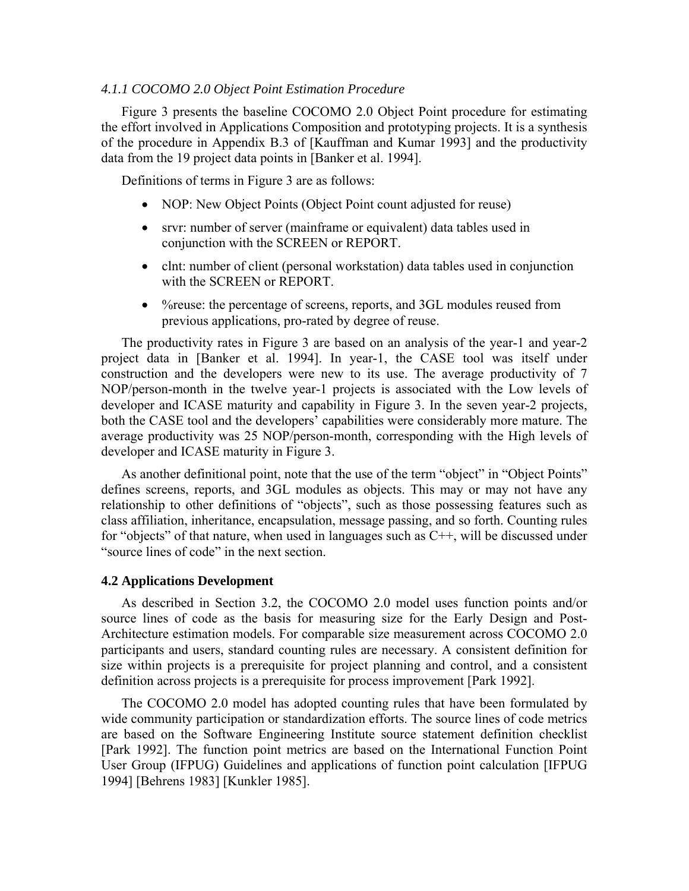### *4.1.1 COCOMO 2.0 Object Point Estimation Procedure*

Figure 3 presents the baseline COCOMO 2.0 Object Point procedure for estimating the effort involved in Applications Composition and prototyping projects. It is a synthesis of the procedure in Appendix B.3 of [Kauffman and Kumar 1993] and the productivity data from the 19 project data points in [Banker et al. 1994].

Definitions of terms in Figure 3 are as follows:

- NOP: New Object Points (Object Point count adjusted for reuse)
- srvr: number of server (mainframe or equivalent) data tables used in conjunction with the SCREEN or REPORT.
- clnt: number of client (personal workstation) data tables used in conjunction with the SCREEN or REPORT.
- %reuse: the percentage of screens, reports, and 3GL modules reused from previous applications, pro-rated by degree of reuse.

The productivity rates in Figure 3 are based on an analysis of the year-1 and year-2 project data in [Banker et al. 1994]. In year-1, the CASE tool was itself under construction and the developers were new to its use. The average productivity of 7 NOP/person-month in the twelve year-1 projects is associated with the Low levels of developer and ICASE maturity and capability in Figure 3. In the seven year-2 projects, both the CASE tool and the developers' capabilities were considerably more mature. The average productivity was 25 NOP/person-month, corresponding with the High levels of developer and ICASE maturity in Figure 3.

As another definitional point, note that the use of the term "object" in "Object Points" defines screens, reports, and 3GL modules as objects. This may or may not have any relationship to other definitions of "objects", such as those possessing features such as class affiliation, inheritance, encapsulation, message passing, and so forth. Counting rules for "objects" of that nature, when used in languages such as C++, will be discussed under "source lines of code" in the next section.

### **4.2 Applications Development**

As described in Section 3.2, the COCOMO 2.0 model uses function points and/or source lines of code as the basis for measuring size for the Early Design and Post-Architecture estimation models. For comparable size measurement across COCOMO 2.0 participants and users, standard counting rules are necessary. A consistent definition for size within projects is a prerequisite for project planning and control, and a consistent definition across projects is a prerequisite for process improvement [Park 1992].

The COCOMO 2.0 model has adopted counting rules that have been formulated by wide community participation or standardization efforts. The source lines of code metrics are based on the Software Engineering Institute source statement definition checklist [Park 1992]. The function point metrics are based on the International Function Point User Group (IFPUG) Guidelines and applications of function point calculation [IFPUG 1994] [Behrens 1983] [Kunkler 1985].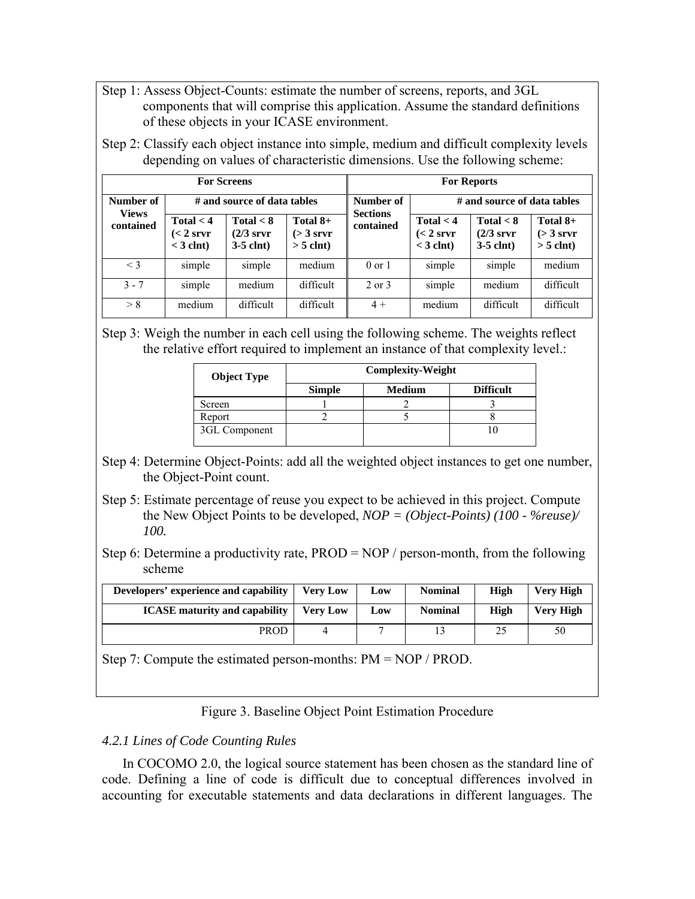Step 1: Assess Object-Counts: estimate the number of screens, reports, and 3GL components that will comprise this application. Assume the standard definitions of these objects in your ICASE environment.

Step 2: Classify each object instance into simple, medium and difficult complexity levels depending on values of characteristic dimensions. Use the following scheme:

| For Screens | | | | For Reports | | | |
|---|---|---|---|---|---|---|---|
| **Number of Views contained** | **# and source of data tables** | | | **Number of Sections contained** | **# and source of data tables** | | |
| | **Total < 4 (< 2 srvr < 3 clnt)** | **Total < 8 (2/3 srvr 3-5 clnt)** | **Total 8+ (> 3 srvr > 5 clnt)** | | **Total < 4 (< 2 srvr < 3 clnt)** | **Total < 8 (2/3 srvr 3-5 clnt)** | **Total 8+ (> 3 srvr > 5 clnt)** |
| < 3 | simple | simple | medium | 0 or 1 | simple | simple | medium |
| 3 - 7 | simple | medium | difficult | 2 or 3 | simple | medium | difficult |
| > 8 | medium | difficult | difficult | 4 + | medium | difficult | difficult |

Step 3: Weigh the number in each cell using the following scheme. The weights reflect the relative effort required to implement an instance of that complexity level.:

| **Object Type** | **Complexity-Weight** | | |
|---|---|---|---|
| | **Simple** | **Medium** | **Difficult** |
| Screen | 1 | 2 | 3 |
| Report | 2 | 5 | 8 |
| 3GL Component | | | 10 |

Step 4: Determine Object-Points: add all the weighted object instances to get one number, the Object-Point count.

Step 5: Estimate percentage of reuse you expect to be achieved in this project. Compute the New Object Points to be developed, *NOP = (Object-Points) (100 - %reuse)/ 100.*

Step 6: Determine a productivity rate, PROD = NOP / person-month, from the following scheme

| **Developers' experience and capability** | **Very Low** | **Low** | **Nominal** | **High** | **Very High** |
|---|---|---|---|---|---|
| **ICASE maturity and capability** | **Very Low** | **Low** | **Nominal** | **High** | **Very High** |
| PROD | 4 | 7 | 13 | 25 | 50 |

Step 7: Compute the estimated person-months: PM = NOP / PROD.

Figure 3. Baseline Object Point Estimation Procedure

### *4.2.1 Lines of Code Counting Rules*

In COCOMO 2.0, the logical source statement has been chosen as the standard line of code. Defining a line of code is difficult due to conceptual differences involved in accounting for executable statements and data declarations in different languages. The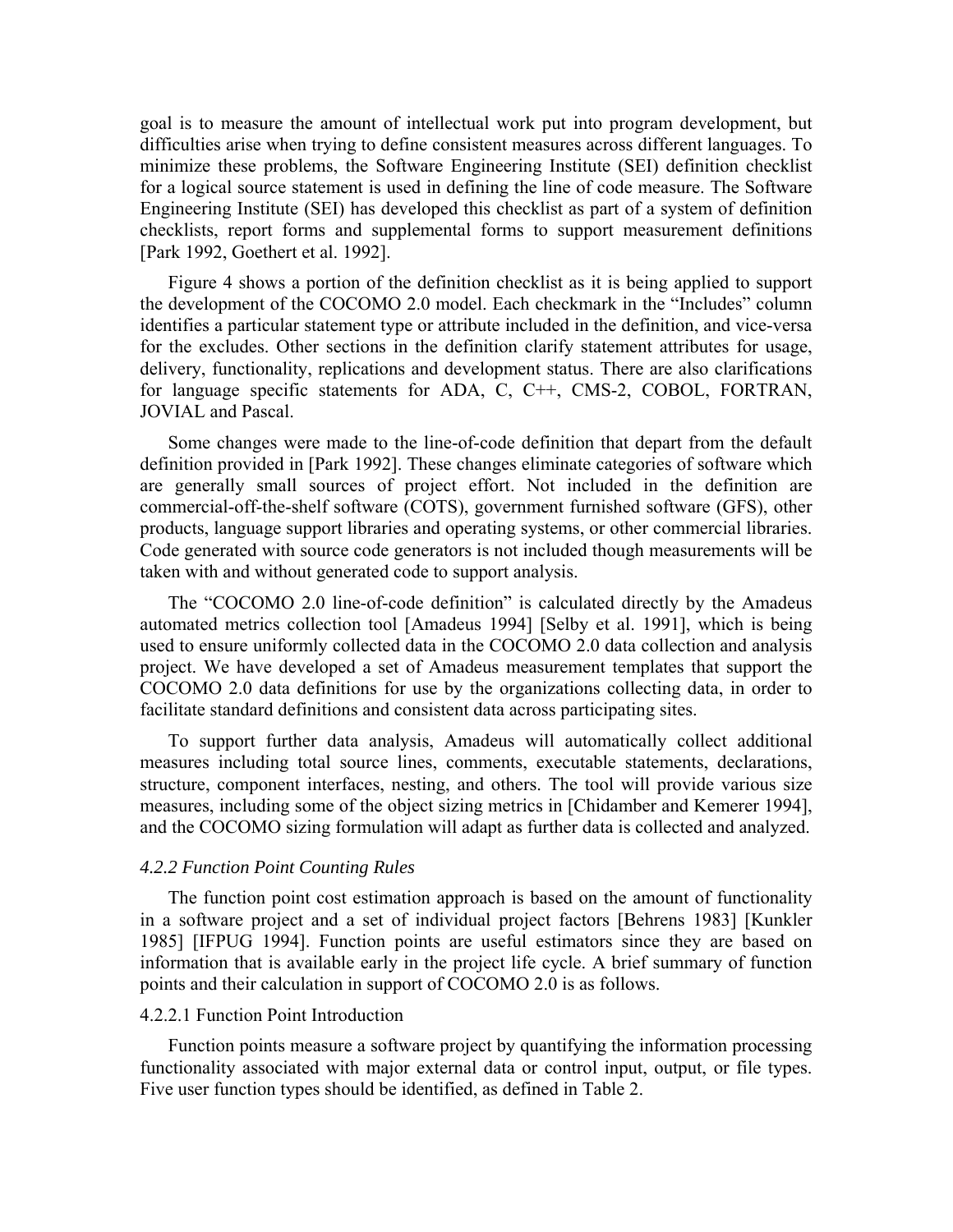goal is to measure the amount of intellectual work put into program development, but difficulties arise when trying to define consistent measures across different languages. To minimize these problems, the Software Engineering Institute (SEI) definition checklist for a logical source statement is used in defining the line of code measure. The Software Engineering Institute (SEI) has developed this checklist as part of a system of definition checklists, report forms and supplemental forms to support measurement definitions [Park 1992, Goethert et al. 1992].

Figure 4 shows a portion of the definition checklist as it is being applied to support the development of the COCOMO 2.0 model. Each checkmark in the "Includes" column identifies a particular statement type or attribute included in the definition, and vice-versa for the excludes. Other sections in the definition clarify statement attributes for usage, delivery, functionality, replications and development status. There are also clarifications for language specific statements for ADA, C, C++, CMS-2, COBOL, FORTRAN, JOVIAL and Pascal.

Some changes were made to the line-of-code definition that depart from the default definition provided in [Park 1992]. These changes eliminate categories of software which are generally small sources of project effort. Not included in the definition are commercial-off-the-shelf software (COTS), government furnished software (GFS), other products, language support libraries and operating systems, or other commercial libraries. Code generated with source code generators is not included though measurements will be taken with and without generated code to support analysis.

The "COCOMO 2.0 line-of-code definition" is calculated directly by the Amadeus automated metrics collection tool [Amadeus 1994] [Selby et al. 1991], which is being used to ensure uniformly collected data in the COCOMO 2.0 data collection and analysis project. We have developed a set of Amadeus measurement templates that support the COCOMO 2.0 data definitions for use by the organizations collecting data, in order to facilitate standard definitions and consistent data across participating sites.

To support further data analysis, Amadeus will automatically collect additional measures including total source lines, comments, executable statements, declarations, structure, component interfaces, nesting, and others. The tool will provide various size measures, including some of the object sizing metrics in [Chidamber and Kemerer 1994], and the COCOMO sizing formulation will adapt as further data is collected and analyzed.

#### *4.2.2 Function Point Counting Rules*

The function point cost estimation approach is based on the amount of functionality in a software project and a set of individual project factors [Behrens 1983] [Kunkler 1985] [IFPUG 1994]. Function points are useful estimators since they are based on information that is available early in the project life cycle. A brief summary of function points and their calculation in support of COCOMO 2.0 is as follows.

##### 4.2.2.1 Function Point Introduction

Function points measure a software project by quantifying the information processing functionality associated with major external data or control input, output, or file types. Five user function types should be identified, as defined in Table 2.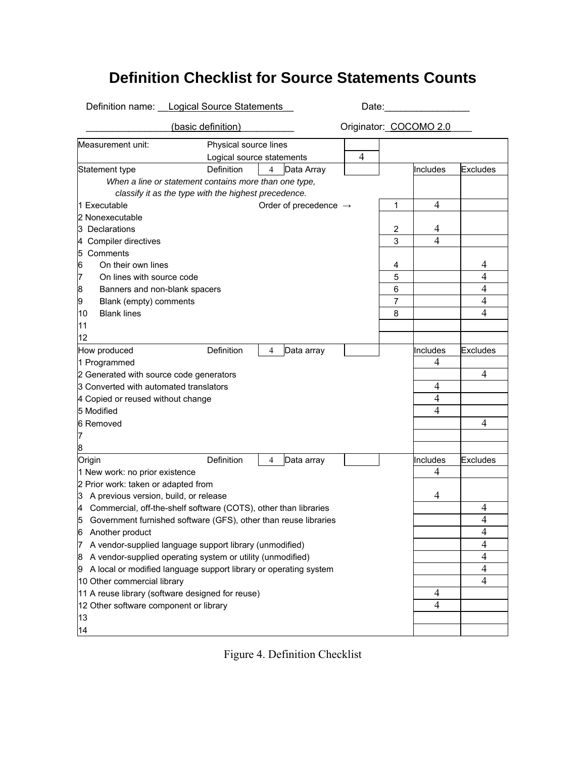# Definition Checklist for Source Statements Counts

Definition name: Logical Source Statements (basic definition)

Date: ________________

Originator: COCOMO 2.0

| Measurement unit: | | | |
|---|---|---|---|
| Physical source lines | | | |
| Logical source statements | 4 | | |

| Statement type (Definition 4 / Data Array) | Order of precedence | Includes | Excludes |
|---|---|---|---|
| *When a line or statement contains more than one type, classify it as the type with the highest precedence.* | | | |
| 1 Executable | 1 | 4 | |
| 2 Nonexecutable | | | |
| 3 Declarations | 2 | 4 | |
| 4 Compiler directives | 3 | 4 | |
| 5 Comments | | | |
| 6 On their own lines | 4 | | 4 |
| 7 On lines with source code | 5 | | 4 |
| 8 Banners and non-blank spacers | 6 | | 4 |
| 9 Blank (empty) comments | 7 | | 4 |
| 10 Blank lines | 8 | | 4 |
| 11 | | | |
| 12 | | | |

| How produced (Definition 4 / Data array) | Includes | Excludes |
|---|---|---|
| 1 Programmed | 4 | |
| 2 Generated with source code generators | | 4 |
| 3 Converted with automated translators | 4 | |
| 4 Copied or reused without change | 4 | |
| 5 Modified | 4 | |
| 6 Removed | | 4 |
| 7 | | |
| 8 | | |

| Origin (Definition 4 / Data array) | Includes | Excludes |
|---|---|---|
| 1 New work: no prior existence | 4 | |
| 2 Prior work: taken or adapted from | | |
| 3 A previous version, build, or release | 4 | |
| 4 Commercial, off-the-shelf software (COTS), other than libraries | | 4 |
| 5 Government furnished software (GFS), other than reuse libraries | | 4 |
| 6 Another product | | 4 |
| 7 A vendor-supplied language support library (unmodified) | | 4 |
| 8 A vendor-supplied operating system or utility (unmodified) | | 4 |
| 9 A local or modified language support library or operating system | | 4 |
| 10 Other commercial library | | 4 |
| 11 A reuse library (software designed for reuse) | 4 | |
| 12 Other software component or library | 4 | |
| 13 | | |
| 14 | | |

Figure 4. Definition Checklist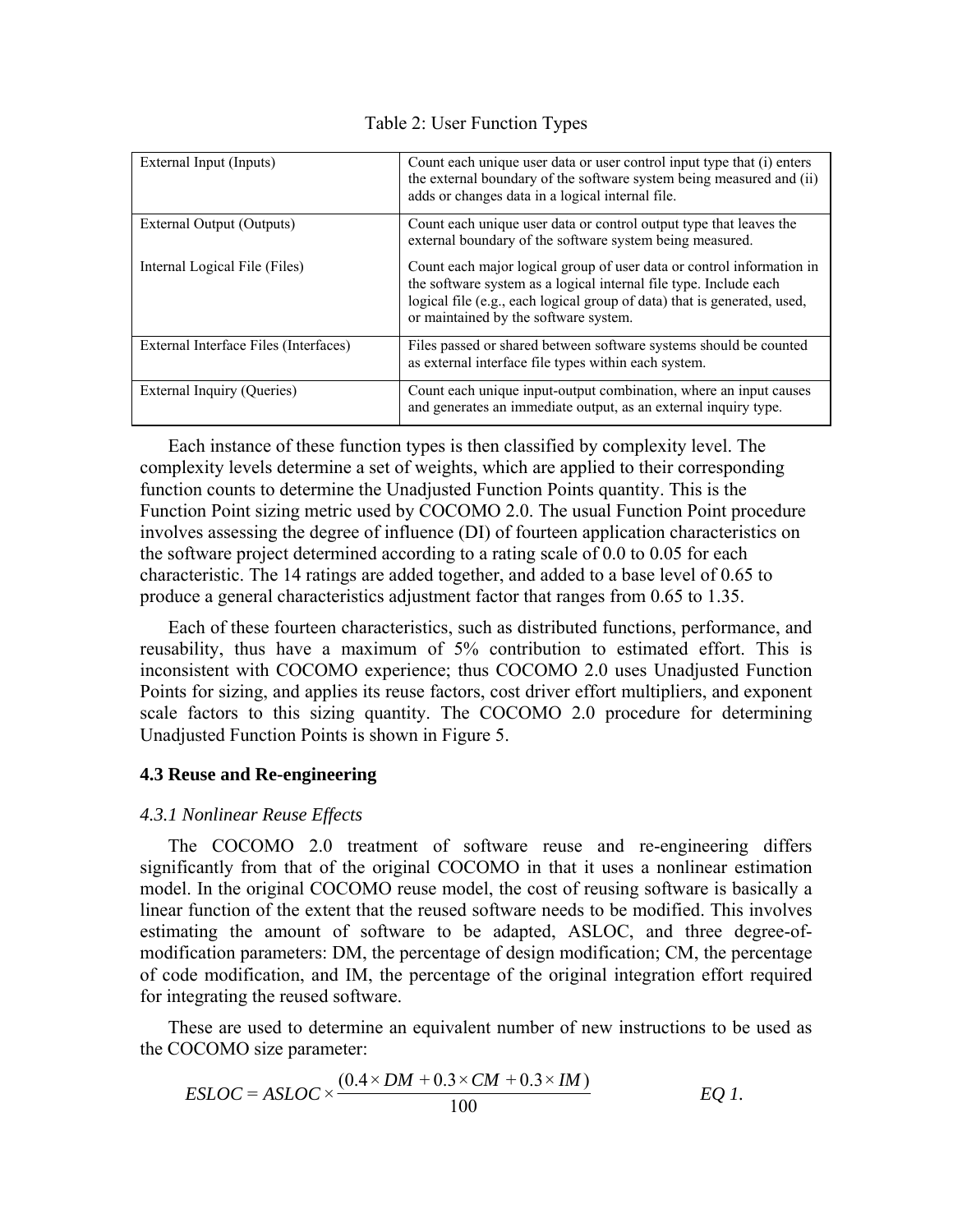Table 2: User Function Types

| | |
|---|---|
| External Input (Inputs) | Count each unique user data or user control input type that (i) enters the external boundary of the software system being measured and (ii) adds or changes data in a logical internal file. |
| External Output (Outputs) | Count each unique user data or control output type that leaves the external boundary of the software system being measured. |
| Internal Logical File (Files) | Count each major logical group of user data or control information in the software system as a logical internal file type. Include each logical file (e.g., each logical group of data) that is generated, used, or maintained by the software system. |
| External Interface Files (Interfaces) | Files passed or shared between software systems should be counted as external interface file types within each system. |
| External Inquiry (Queries) | Count each unique input-output combination, where an input causes and generates an immediate output, as an external inquiry type. |

Each instance of these function types is then classified by complexity level. The complexity levels determine a set of weights, which are applied to their corresponding function counts to determine the Unadjusted Function Points quantity. This is the Function Point sizing metric used by COCOMO 2.0. The usual Function Point procedure involves assessing the degree of influence (DI) of fourteen application characteristics on the software project determined according to a rating scale of 0.0 to 0.05 for each characteristic. The 14 ratings are added together, and added to a base level of 0.65 to produce a general characteristics adjustment factor that ranges from 0.65 to 1.35.

Each of these fourteen characteristics, such as distributed functions, performance, and reusability, thus have a maximum of 5% contribution to estimated effort. This is inconsistent with COCOMO experience; thus COCOMO 2.0 uses Unadjusted Function Points for sizing, and applies its reuse factors, cost driver effort multipliers, and exponent scale factors to this sizing quantity. The COCOMO 2.0 procedure for determining Unadjusted Function Points is shown in Figure 5.

### 4.3 Reuse and Re-engineering

#### *4.3.1 Nonlinear Reuse Effects*

The COCOMO 2.0 treatment of software reuse and re-engineering differs significantly from that of the original COCOMO in that it uses a nonlinear estimation model. In the original COCOMO reuse model, the cost of reusing software is basically a linear function of the extent that the reused software needs to be modified. This involves estimating the amount of software to be adapted, ASLOC, and three degree-of-modification parameters: DM, the percentage of design modification; CM, the percentage of code modification, and IM, the percentage of the original integration effort required for integrating the reused software.

These are used to determine an equivalent number of new instructions to be used as the COCOMO size parameter:

$$ESLOC = ASLOC \times \frac{(0.4 \times DM + 0.3 \times CM + 0.3 \times IM)}{100} \qquad \textit{EQ 1.}$$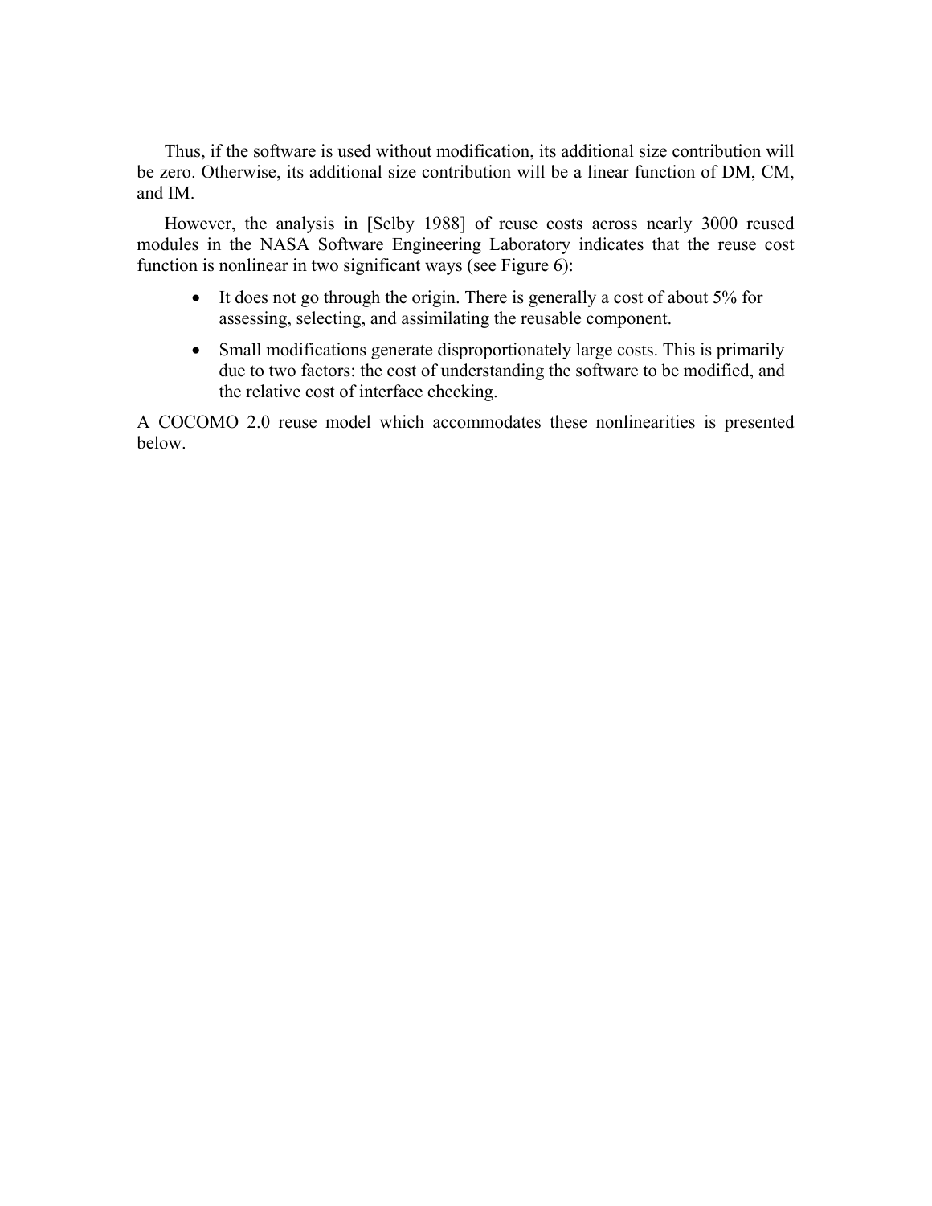Thus, if the software is used without modification, its additional size contribution will be zero. Otherwise, its additional size contribution will be a linear function of DM, CM, and IM.

However, the analysis in [Selby 1988] of reuse costs across nearly 3000 reused modules in the NASA Software Engineering Laboratory indicates that the reuse cost function is nonlinear in two significant ways (see Figure 6):

- It does not go through the origin. There is generally a cost of about 5% for assessing, selecting, and assimilating the reusable component.
- Small modifications generate disproportionately large costs. This is primarily due to two factors: the cost of understanding the software to be modified, and the relative cost of interface checking.

A COCOMO 2.0 reuse model which accommodates these nonlinearities is presented below.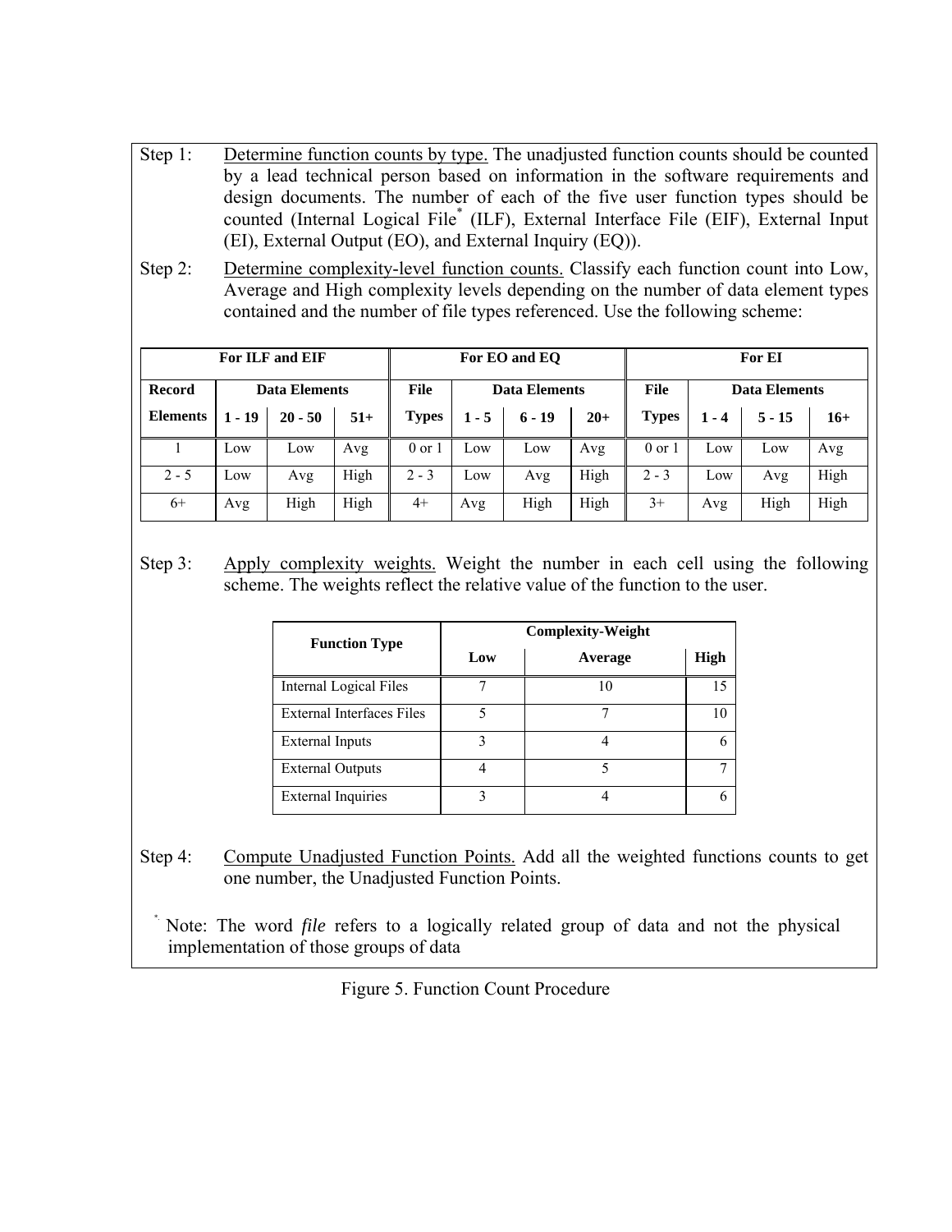Step 1: Determine function counts by type. The unadjusted function counts should be counted by a lead technical person based on information in the software requirements and design documents. The number of each of the five user function types should be counted (Internal Logical File* (ILF), External Interface File (EIF), External Input (EI), External Output (EO), and External Inquiry (EQ)).

Step 2: Determine complexity-level function counts. Classify each function count into Low, Average and High complexity levels depending on the number of data element types contained and the number of file types referenced. Use the following scheme:

| For ILF and EIF | | | | For EO and EQ | | | | For EI | | | |
|---|---|---|---|---|---|---|---|---|---|---|---|
| Record | Data Elements | | | File | Data Elements | | | File | Data Elements | | |
| Elements | 1 - 19 | 20 - 50 | 51+ | Types | 1 - 5 | 6 - 19 | 20+ | Types | 1 - 4 | 5 - 15 | 16+ |
| 1 | Low | Low | Avg | 0 or 1 | Low | Low | Avg | 0 or 1 | Low | Low | Avg |
| 2 - 5 | Low | Avg | High | 2 - 3 | Low | Avg | High | 2 - 3 | Low | Avg | High |
| 6+ | Avg | High | High | 4+ | Avg | High | High | 3+ | Avg | High | High |

Step 3: Apply complexity weights. Weight the number in each cell using the following scheme. The weights reflect the relative value of the function to the user.

| Function Type | Complexity-Weight | | |
|---|---|---|---|
| | Low | Average | High |
| Internal Logical Files | 7 | 10 | 15 |
| External Interfaces Files | 5 | 7 | 10 |
| External Inputs | 3 | 4 | 6 |
| External Outputs | 4 | 5 | 7 |
| External Inquiries | 3 | 4 | 6 |

Step 4: Compute Unadjusted Function Points. Add all the weighted functions counts to get one number, the Unadjusted Function Points.

* Note: The word *file* refers to a logically related group of data and not the physical implementation of those groups of data

Figure 5. Function Count Procedure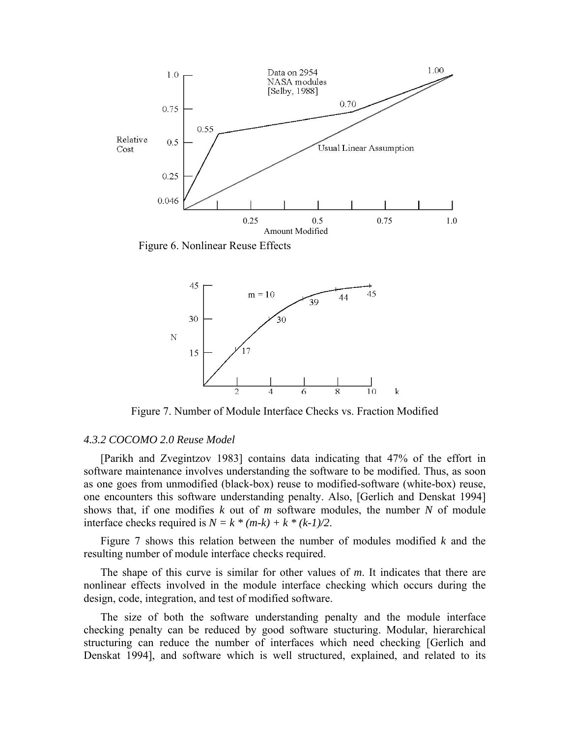Figure 6. Nonlinear Reuse Effects

Figure 7. Number of Module Interface Checks vs. Fraction Modified

### *4.3.2 COCOMO 2.0 Reuse Model*

[Parikh and Zvegintzov 1983] contains data indicating that 47% of the effort in software maintenance involves understanding the software to be modified. Thus, as soon as one goes from unmodified (black-box) reuse to modified-software (white-box) reuse, one encounters this software understanding penalty. Also, [Gerlich and Denskat 1994] shows that, if one modifies $k$ out of $m$ software modules, the number $N$ of module interface checks required is $N = k * (m-k) + k * (k-1)/2$.

Figure 7 shows this relation between the number of modules modified $k$ and the resulting number of module interface checks required.

The shape of this curve is similar for other values of $m$. It indicates that there are nonlinear effects involved in the module interface checking which occurs during the design, code, integration, and test of modified software.

The size of both the software understanding penalty and the module interface checking penalty can be reduced by good software stucturing. Modular, hierarchical structuring can reduce the number of interfaces which need checking [Gerlich and Denskat 1994], and software which is well structured, explained, and related to its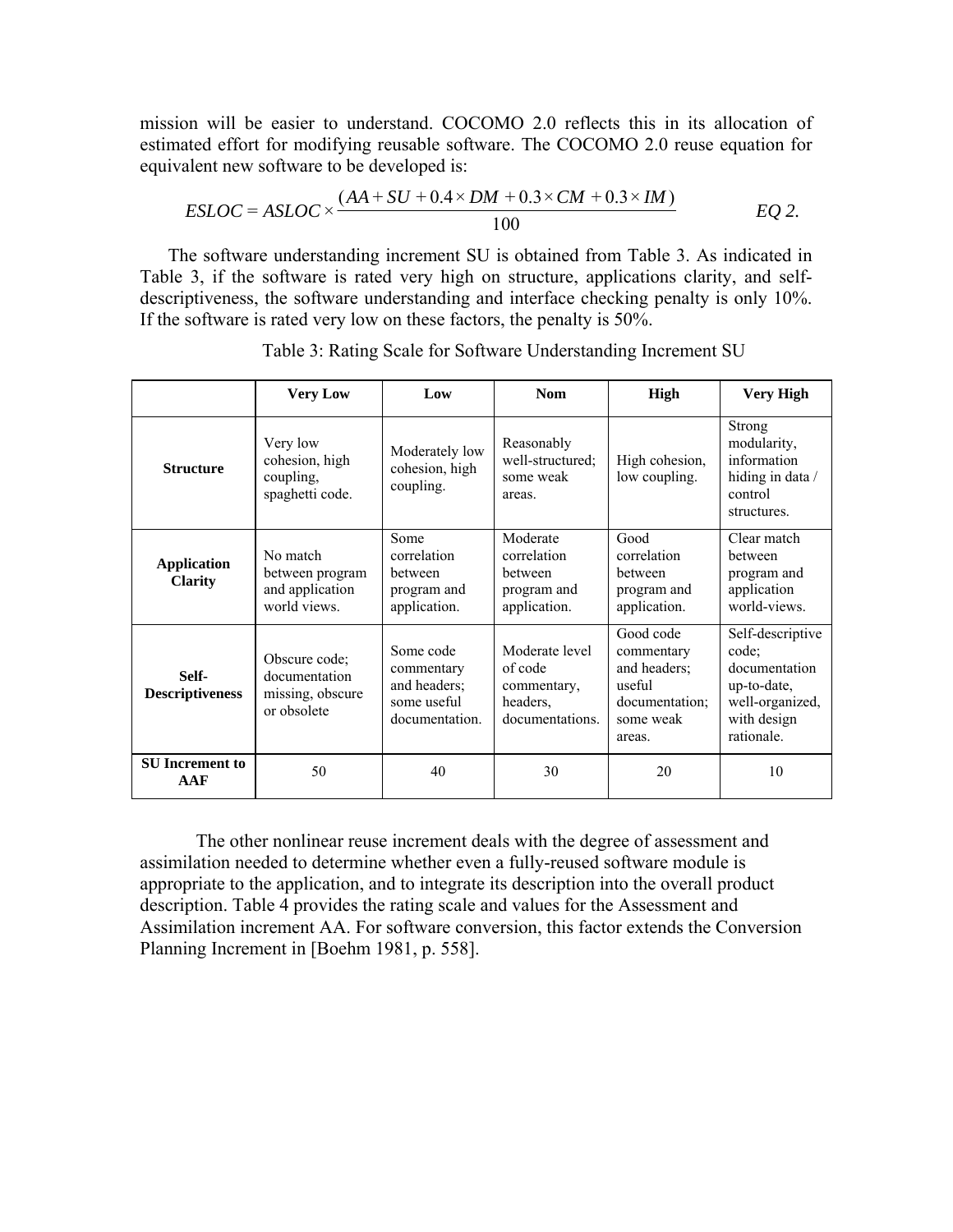mission will be easier to understand. COCOMO 2.0 reflects this in its allocation of estimated effort for modifying reusable software. The COCOMO 2.0 reuse equation for equivalent new software to be developed is:

$$ESLOC = ASLOC \times \frac{(AA + SU + 0.4 \times DM + 0.3 \times CM + 0.3 \times IM)}{100} \qquad EQ\ 2.$$

The software understanding increment SU is obtained from Table 3. As indicated in Table 3, if the software is rated very high on structure, applications clarity, and self-descriptiveness, the software understanding and interface checking penalty is only 10%. If the software is rated very low on these factors, the penalty is 50%.

Table 3: Rating Scale for Software Understanding Increment SU

| | **Very Low** | **Low** | **Nom** | **High** | **Very High** |
|---|---|---|---|---|---|
| **Structure** | Very low cohesion, high coupling, spaghetti code. | Moderately low cohesion, high coupling. | Reasonably well-structured; some weak areas. | High cohesion, low coupling. | Strong modularity, information hiding in data / control structures. |
| **Application Clarity** | No match between program and application world views. | Some correlation between program and application. | Moderate correlation between program and application. | Good correlation between program and application. | Clear match between program and application world-views. |
| **Self-Descriptiveness** | Obscure code; documentation missing, obscure or obsolete | Some code commentary and headers; some useful documentation. | Moderate level of code commentary, headers, documentations. | Good code commentary and headers; useful documentation; some weak areas. | Self-descriptive code; documentation up-to-date, well-organized, with design rationale. |
| **SU Increment to AAF** | 50 | 40 | 30 | 20 | 10 |

The other nonlinear reuse increment deals with the degree of assessment and assimilation needed to determine whether even a fully-reused software module is appropriate to the application, and to integrate its description into the overall product description. Table 4 provides the rating scale and values for the Assessment and Assimilation increment AA. For software conversion, this factor extends the Conversion Planning Increment in [Boehm 1981, p. 558].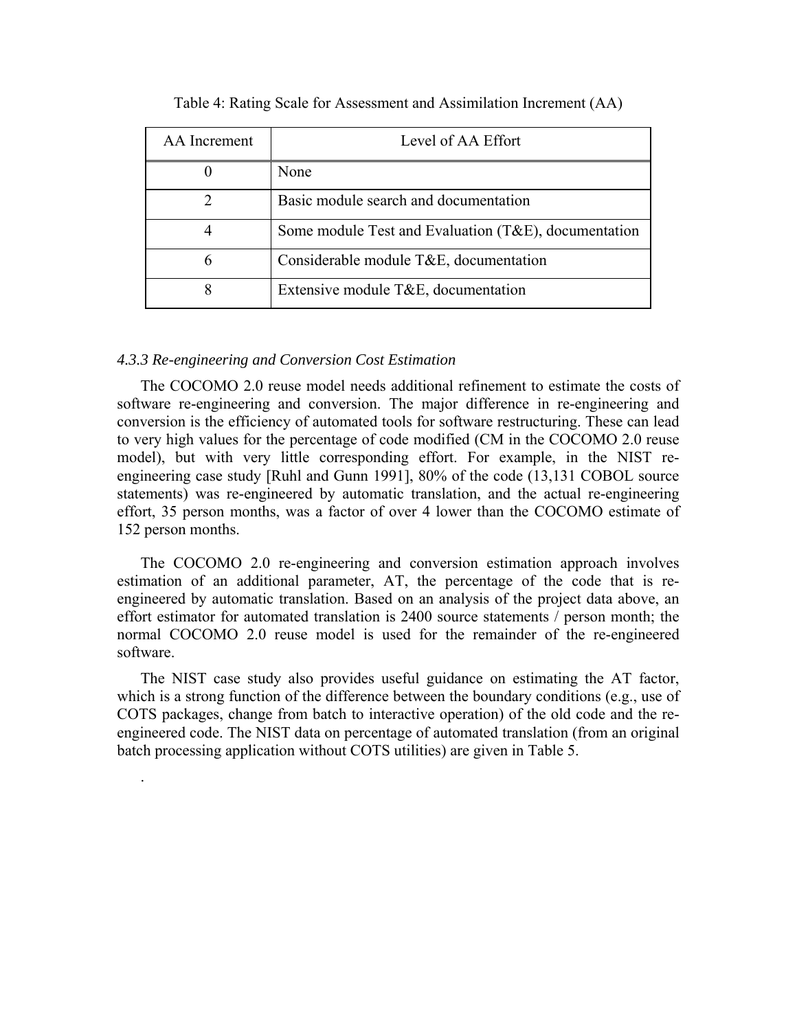Table 4: Rating Scale for Assessment and Assimilation Increment (AA)

| AA Increment | Level of AA Effort |
|---|---|
| 0 | None |
| 2 | Basic module search and documentation |
| 4 | Some module Test and Evaluation (T&E), documentation |
| 6 | Considerable module T&E, documentation |
| 8 | Extensive module T&E, documentation |

*4.3.3 Re-engineering and Conversion Cost Estimation*

The COCOMO 2.0 reuse model needs additional refinement to estimate the costs of software re-engineering and conversion. The major difference in re-engineering and conversion is the efficiency of automated tools for software restructuring. These can lead to very high values for the percentage of code modified (CM in the COCOMO 2.0 reuse model), but with very little corresponding effort. For example, in the NIST re-engineering case study [Ruhl and Gunn 1991], 80% of the code (13,131 COBOL source statements) was re-engineered by automatic translation, and the actual re-engineering effort, 35 person months, was a factor of over 4 lower than the COCOMO estimate of 152 person months.

The COCOMO 2.0 re-engineering and conversion estimation approach involves estimation of an additional parameter, AT, the percentage of the code that is re-engineered by automatic translation. Based on an analysis of the project data above, an effort estimator for automated translation is 2400 source statements / person month; the normal COCOMO 2.0 reuse model is used for the remainder of the re-engineered software.

The NIST case study also provides useful guidance on estimating the AT factor, which is a strong function of the difference between the boundary conditions (e.g., use of COTS packages, change from batch to interactive operation) of the old code and the re-engineered code. The NIST data on percentage of automated translation (from an original batch processing application without COTS utilities) are given in Table 5.

.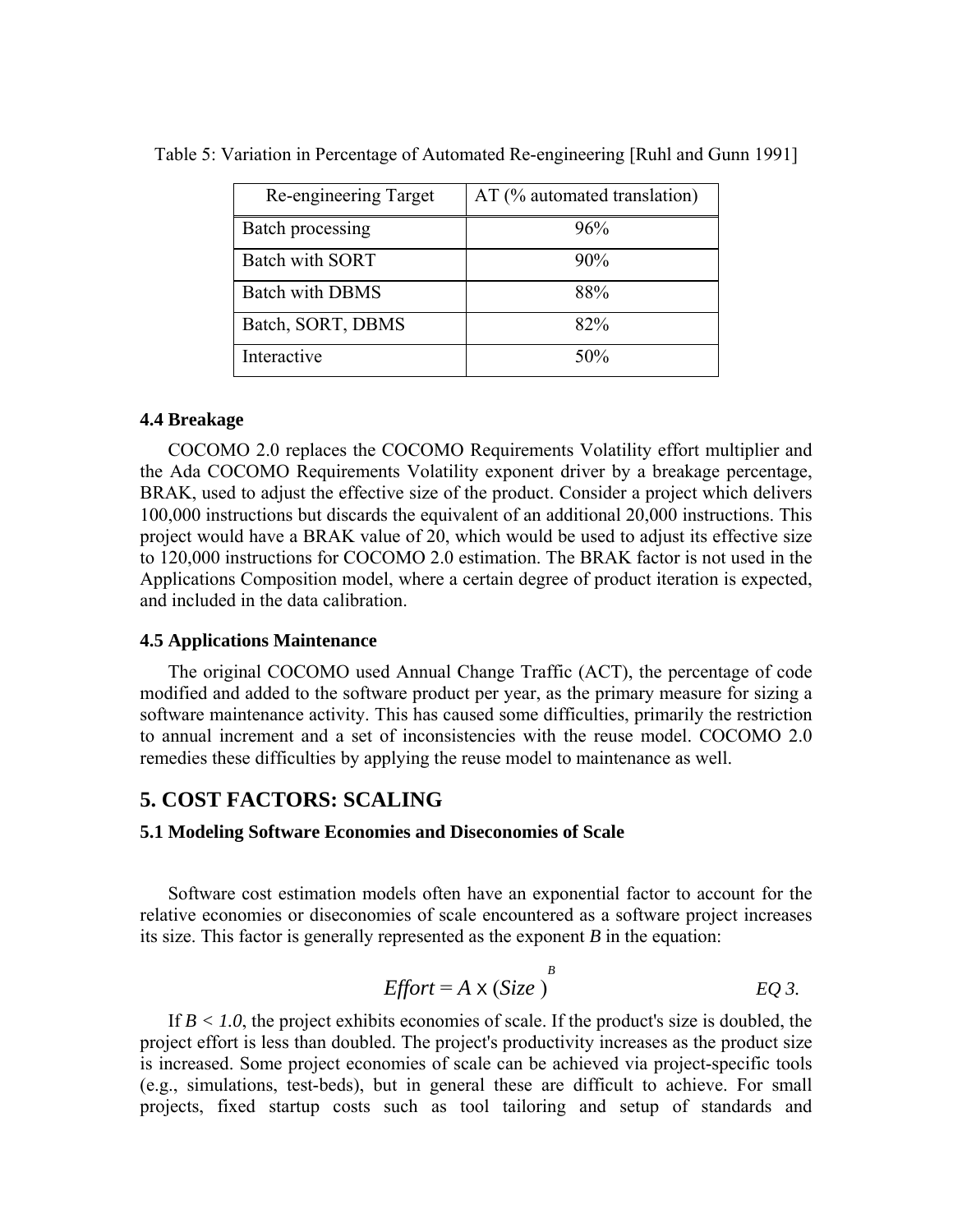Table 5: Variation in Percentage of Automated Re-engineering [Ruhl and Gunn 1991]

| Re-engineering Target | AT (% automated translation) |
| --- | --- |
| Batch processing | 96% |
| Batch with SORT | 90% |
| Batch with DBMS | 88% |
| Batch, SORT, DBMS | 82% |
| Interactive | 50% |

### 4.4 Breakage

COCOMO 2.0 replaces the COCOMO Requirements Volatility effort multiplier and the Ada COCOMO Requirements Volatility exponent driver by a breakage percentage, BRAK, used to adjust the effective size of the product. Consider a project which delivers 100,000 instructions but discards the equivalent of an additional 20,000 instructions. This project would have a BRAK value of 20, which would be used to adjust its effective size to 120,000 instructions for COCOMO 2.0 estimation. The BRAK factor is not used in the Applications Composition model, where a certain degree of product iteration is expected, and included in the data calibration.

### 4.5 Applications Maintenance

The original COCOMO used Annual Change Traffic (ACT), the percentage of code modified and added to the software product per year, as the primary measure for sizing a software maintenance activity. This has caused some difficulties, primarily the restriction to annual increment and a set of inconsistencies with the reuse model. COCOMO 2.0 remedies these difficulties by applying the reuse model to maintenance as well.

## 5. COST FACTORS: SCALING

### 5.1 Modeling Software Economies and Diseconomies of Scale

Software cost estimation models often have an exponential factor to account for the relative economies or diseconomies of scale encountered as a software project increases its size. This factor is generally represented as the exponent *B* in the equation:

$$Effort = A \times (Size)^{B} \qquad \text{EQ 3.}$$

If $B < 1.0$, the project exhibits economies of scale. If the product's size is doubled, the project effort is less than doubled. The project's productivity increases as the product size is increased. Some project economies of scale can be achieved via project-specific tools (e.g., simulations, test-beds), but in general these are difficult to achieve. For small projects, fixed startup costs such as tool tailoring and setup of standards and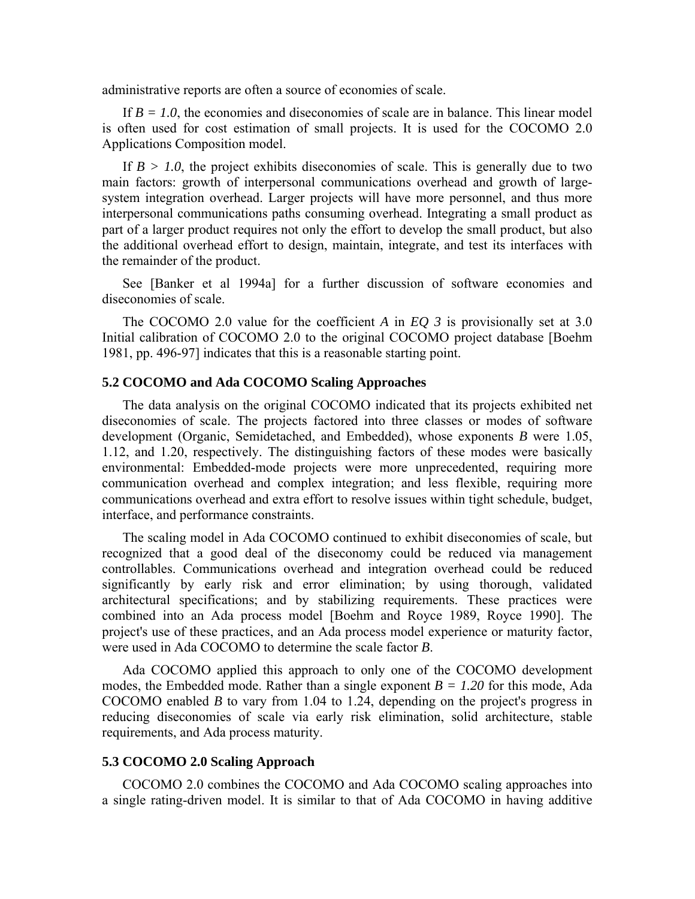administrative reports are often a source of economies of scale.

If $B = 1.0$, the economies and diseconomies of scale are in balance. This linear model is often used for cost estimation of small projects. It is used for the COCOMO 2.0 Applications Composition model.

If $B > 1.0$, the project exhibits diseconomies of scale. This is generally due to two main factors: growth of interpersonal communications overhead and growth of large-system integration overhead. Larger projects will have more personnel, and thus more interpersonal communications paths consuming overhead. Integrating a small product as part of a larger product requires not only the effort to develop the small product, but also the additional overhead effort to design, maintain, integrate, and test its interfaces with the remainder of the product.

See [Banker et al 1994a] for a further discussion of software economies and diseconomies of scale.

The COCOMO 2.0 value for the coefficient $A$ in *EQ 3* is provisionally set at 3.0 Initial calibration of COCOMO 2.0 to the original COCOMO project database [Boehm 1981, pp. 496-97] indicates that this is a reasonable starting point.

### 5.2 COCOMO and Ada COCOMO Scaling Approaches

The data analysis on the original COCOMO indicated that its projects exhibited net diseconomies of scale. The projects factored into three classes or modes of software development (Organic, Semidetached, and Embedded), whose exponents $B$ were 1.05, 1.12, and 1.20, respectively. The distinguishing factors of these modes were basically environmental: Embedded-mode projects were more unprecedented, requiring more communication overhead and complex integration; and less flexible, requiring more communications overhead and extra effort to resolve issues within tight schedule, budget, interface, and performance constraints.

The scaling model in Ada COCOMO continued to exhibit diseconomies of scale, but recognized that a good deal of the diseconomy could be reduced via management controllables. Communications overhead and integration overhead could be reduced significantly by early risk and error elimination; by using thorough, validated architectural specifications; and by stabilizing requirements. These practices were combined into an Ada process model [Boehm and Royce 1989, Royce 1990]. The project's use of these practices, and an Ada process model experience or maturity factor, were used in Ada COCOMO to determine the scale factor $B$.

Ada COCOMO applied this approach to only one of the COCOMO development modes, the Embedded mode. Rather than a single exponent $B = 1.20$ for this mode, Ada COCOMO enabled $B$ to vary from 1.04 to 1.24, depending on the project's progress in reducing diseconomies of scale via early risk elimination, solid architecture, stable requirements, and Ada process maturity.

### 5.3 COCOMO 2.0 Scaling Approach

COCOMO 2.0 combines the COCOMO and Ada COCOMO scaling approaches into a single rating-driven model. It is similar to that of Ada COCOMO in having additive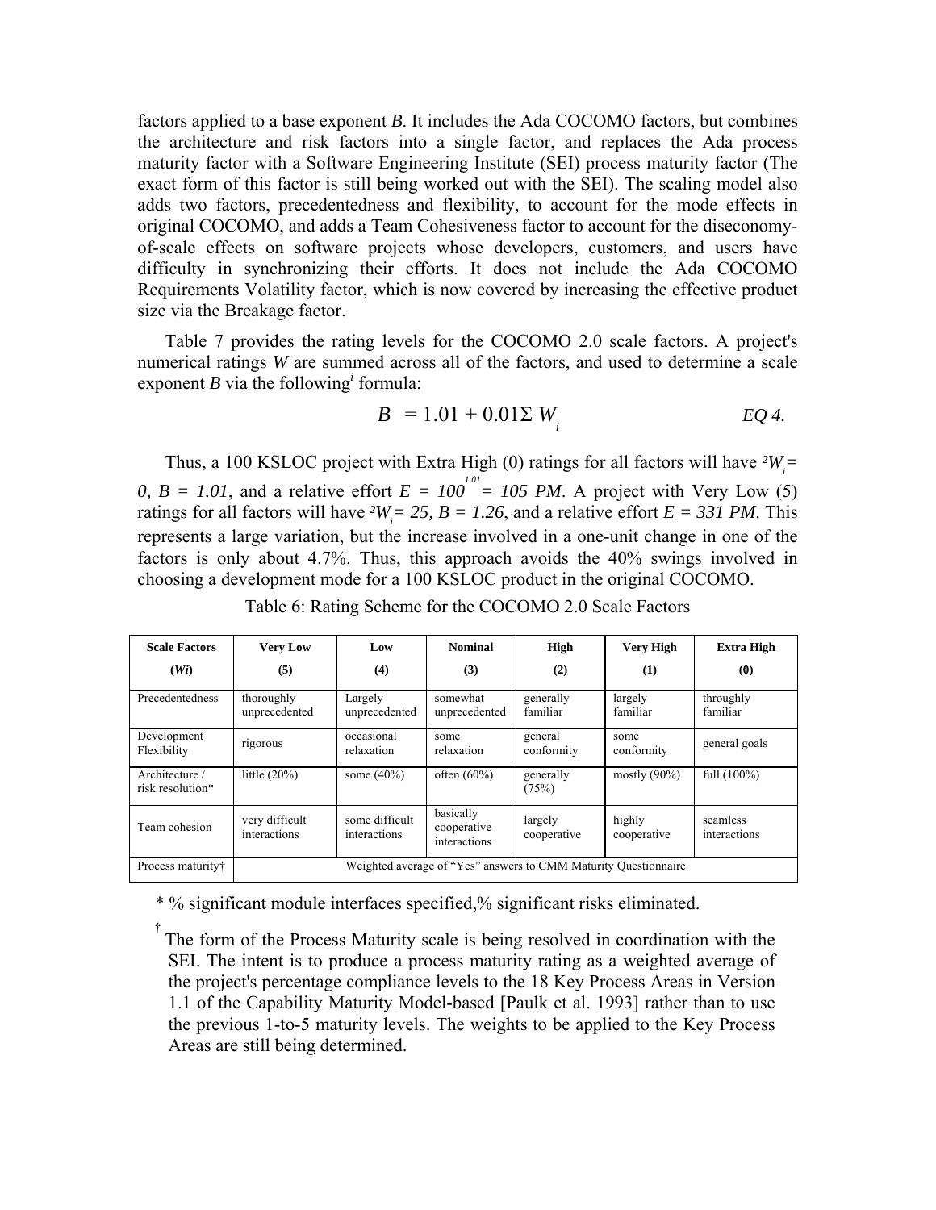factors applied to a base exponent *B*. It includes the Ada COCOMO factors, but combines the architecture and risk factors into a single factor, and replaces the Ada process maturity factor with a Software Engineering Institute (SEI) process maturity factor (The exact form of this factor is still being worked out with the SEI). The scaling model also adds two factors, precedentedness and flexibility, to account for the mode effects in original COCOMO, and adds a Team Cohesiveness factor to account for the diseconomy-of-scale effects on software projects whose developers, customers, and users have difficulty in synchronizing their efforts. It does not include the Ada COCOMO Requirements Volatility factor, which is now covered by increasing the effective product size via the Breakage factor.

Table 7 provides the rating levels for the COCOMO 2.0 scale factors. A project's numerical ratings *W* are summed across all of the factors, and used to determine a scale exponent *B* via the following[i] formula:

$$B = 1.01 + 0.01\Sigma W_i \qquad EQ\ 4.$$

Thus, a 100 KSLOC project with Extra High (0) ratings for all factors will have $\Sigma W_i = 0$, $B = 1.01$, and a relative effort $E = 100^{1.01} = 105$ *PM*. A project with Very Low (5) ratings for all factors will have $\Sigma W_i = 25$, $B = 1.26$, and a relative effort $E = 331$ *PM*. This represents a large variation, but the increase involved in a one-unit change in one of the factors is only about 4.7%. Thus, this approach avoids the 40% swings involved in choosing a development mode for a 100 KSLOC product in the original COCOMO.

Table 6: Rating Scheme for the COCOMO 2.0 Scale Factors

| Scale Factors ($W_i$) | Very Low (5) | Low (4) | Nominal (3) | High (2) | Very High (1) | Extra High (0) |
|---|---|---|---|---|---|---|
| Precedentedness | thoroughly unprecedented | Largely unprecedented | somewhat unprecedented | generally familiar | largely familiar | throughly familiar |
| Development Flexibility | rigorous | occasional relaxation | some relaxation | general conformity | some conformity | general goals |
| Architecture / risk resolution* | little (20%) | some (40%) | often (60%) | generally (75%) | mostly (90%) | full (100%) |
| Team cohesion | very difficult interactions | some difficult interactions | basically cooperative interactions | largely cooperative | highly cooperative | seamless interactions |
| Process maturity† | Weighted average of "Yes" answers to CMM Maturity Questionnaire | | | | | |

\* % significant module interfaces specified,% significant risks eliminated.

† The form of the Process Maturity scale is being resolved in coordination with the SEI. The intent is to produce a process maturity rating as a weighted average of the project's percentage compliance levels to the 18 Key Process Areas in Version 1.1 of the Capability Maturity Model-based [Paulk et al. 1993] rather than to use the previous 1-to-5 maturity levels. The weights to be applied to the Key Process Areas are still being determined.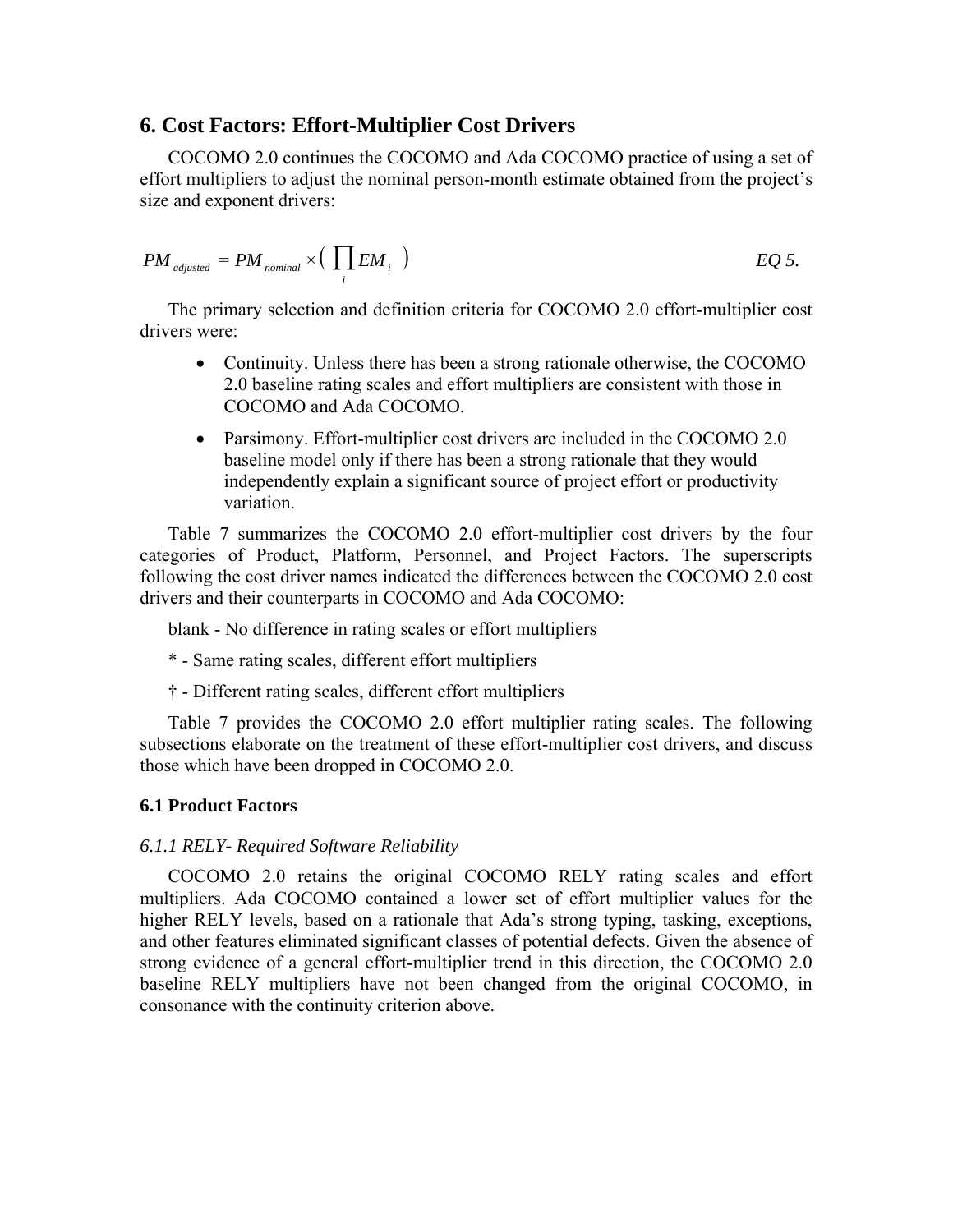## 6. Cost Factors: Effort-Multiplier Cost Drivers

COCOMO 2.0 continues the COCOMO and Ada COCOMO practice of using a set of effort multipliers to adjust the nominal person-month estimate obtained from the project's size and exponent drivers:

$$PM_{adjusted} = PM_{nominal} \times \left( \prod_{i} EM_{i} \right) \qquad \textit{EQ 5.}$$

The primary selection and definition criteria for COCOMO 2.0 effort-multiplier cost drivers were:

- Continuity. Unless there has been a strong rationale otherwise, the COCOMO 2.0 baseline rating scales and effort multipliers are consistent with those in COCOMO and Ada COCOMO.
- Parsimony. Effort-multiplier cost drivers are included in the COCOMO 2.0 baseline model only if there has been a strong rationale that they would independently explain a significant source of project effort or productivity variation.

Table 7 summarizes the COCOMO 2.0 effort-multiplier cost drivers by the four categories of Product, Platform, Personnel, and Project Factors. The superscripts following the cost driver names indicated the differences between the COCOMO 2.0 cost drivers and their counterparts in COCOMO and Ada COCOMO:

blank - No difference in rating scales or effort multipliers

* - Same rating scales, different effort multipliers

† - Different rating scales, different effort multipliers

Table 7 provides the COCOMO 2.0 effort multiplier rating scales. The following subsections elaborate on the treatment of these effort-multiplier cost drivers, and discuss those which have been dropped in COCOMO 2.0.

### 6.1 Product Factors

#### *6.1.1 RELY- Required Software Reliability*

COCOMO 2.0 retains the original COCOMO RELY rating scales and effort multipliers. Ada COCOMO contained a lower set of effort multiplier values for the higher RELY levels, based on a rationale that Ada's strong typing, tasking, exceptions, and other features eliminated significant classes of potential defects. Given the absence of strong evidence of a general effort-multiplier trend in this direction, the COCOMO 2.0 baseline RELY multipliers have not been changed from the original COCOMO, in consonance with the continuity criterion above.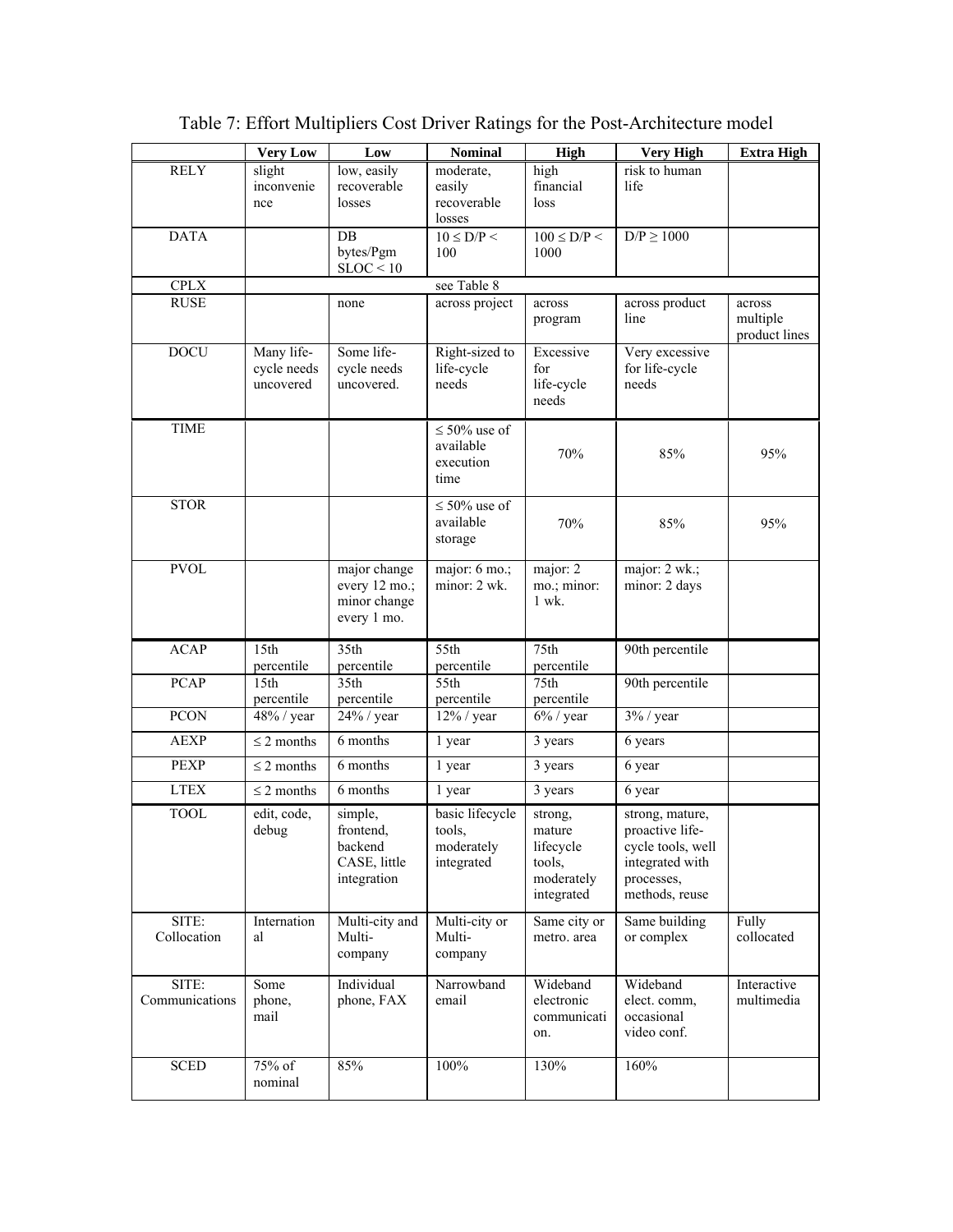Table 7: Effort Multipliers Cost Driver Ratings for the Post-Architecture model

| | Very Low | Low | Nominal | High | Very High | Extra High |
|---|---|---|---|---|---|---|
| RELY | slight inconvenience | low, easily recoverable losses | moderate, easily recoverable losses | high financial loss | risk to human life | |
| DATA | | DB bytes/Pgm SLOC < 10 | $10 \leq D/P < 100$ | $100 \leq D/P < 1000$ | $D/P \geq 1000$ | |
| CPLX | see Table 8 | | | | | |
| RUSE | | none | across project | across program | across product line | across multiple product lines |
| DOCU | Many life-cycle needs uncovered | Some life-cycle needs uncovered. | Right-sized to life-cycle needs | Excessive for life-cycle needs | Very excessive for life-cycle needs | |
| TIME | | | ≤ 50% use of available execution time | 70% | 85% | 95% |
| STOR | | | ≤ 50% use of available storage | 70% | 85% | 95% |
| PVOL | | major change every 12 mo.; minor change every 1 mo. | major: 6 mo.; minor: 2 wk. | major: 2 mo.; minor: 1 wk. | major: 2 wk.; minor: 2 days | |
| ACAP | 15th percentile | 35th percentile | 55th percentile | 75th percentile | 90th percentile | |
| PCAP | 15th percentile | 35th percentile | 55th percentile | 75th percentile | 90th percentile | |
| PCON | 48% / year | 24% / year | 12% / year | 6% / year | 3% / year | |
| AEXP | ≤ 2 months | 6 months | 1 year | 3 years | 6 years | |
| PEXP | ≤ 2 months | 6 months | 1 year | 3 years | 6 year | |
| LTEX | ≤ 2 months | 6 months | 1 year | 3 years | 6 year | |
| TOOL | edit, code, debug | simple, frontend, backend CASE, little integration | basic lifecycle tools, moderately integrated | strong, mature lifecycle tools, moderately integrated | strong, mature, proactive life-cycle tools, well integrated with processes, methods, reuse | |
| SITE: Collocation | International | Multi-city and Multi-company | Multi-city or Multi-company | Same city or metro. area | Same building or complex | Fully collocated |
| SITE: Communications | Some phone, mail | Individual phone, FAX | Narrowband email | Wideband electronic communication. | Wideband elect. comm, occasional video conf. | Interactive multimedia |
| SCED | 75% of nominal | 85% | 100% | 130% | 160% | |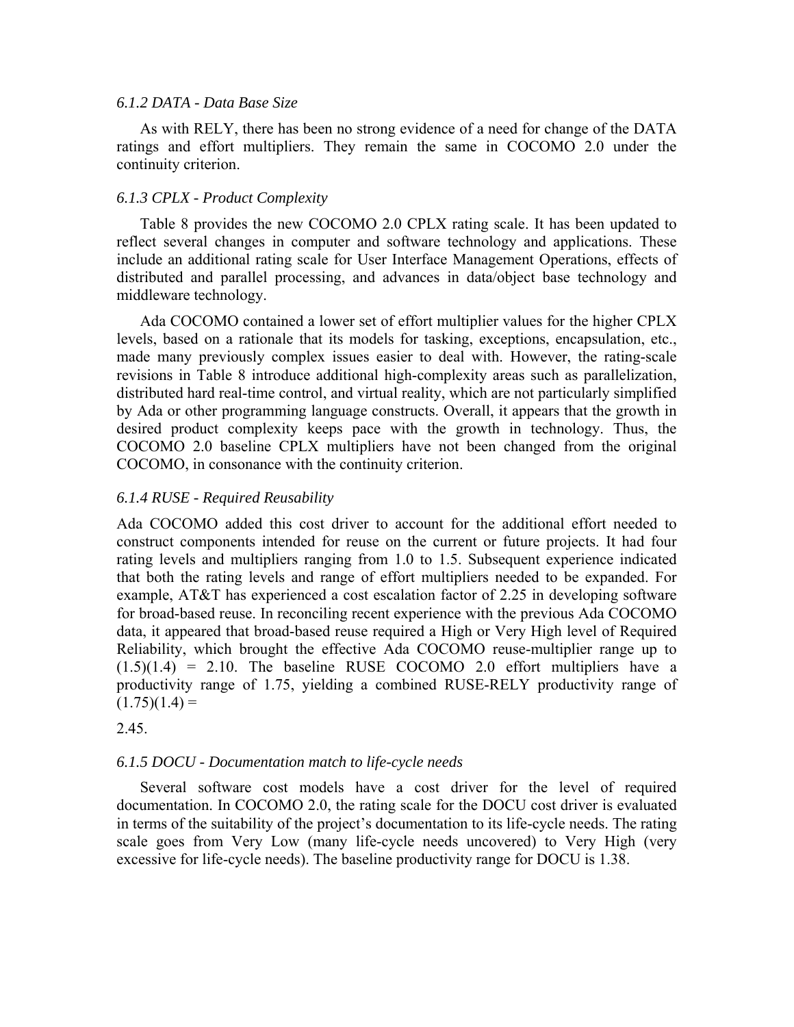#### *6.1.2 DATA - Data Base Size*

As with RELY, there has been no strong evidence of a need for change of the DATA ratings and effort multipliers. They remain the same in COCOMO 2.0 under the continuity criterion.

#### *6.1.3 CPLX - Product Complexity*

Table 8 provides the new COCOMO 2.0 CPLX rating scale. It has been updated to reflect several changes in computer and software technology and applications. These include an additional rating scale for User Interface Management Operations, effects of distributed and parallel processing, and advances in data/object base technology and middleware technology.

Ada COCOMO contained a lower set of effort multiplier values for the higher CPLX levels, based on a rationale that its models for tasking, exceptions, encapsulation, etc., made many previously complex issues easier to deal with. However, the rating-scale revisions in Table 8 introduce additional high-complexity areas such as parallelization, distributed hard real-time control, and virtual reality, which are not particularly simplified by Ada or other programming language constructs. Overall, it appears that the growth in desired product complexity keeps pace with the growth in technology. Thus, the COCOMO 2.0 baseline CPLX multipliers have not been changed from the original COCOMO, in consonance with the continuity criterion.

#### *6.1.4 RUSE - Required Reusability*

Ada COCOMO added this cost driver to account for the additional effort needed to construct components intended for reuse on the current or future projects. It had four rating levels and multipliers ranging from 1.0 to 1.5. Subsequent experience indicated that both the rating levels and range of effort multipliers needed to be expanded. For example, AT&T has experienced a cost escalation factor of 2.25 in developing software for broad-based reuse. In reconciling recent experience with the previous Ada COCOMO data, it appeared that broad-based reuse required a High or Very High level of Required Reliability, which brought the effective Ada COCOMO reuse-multiplier range up to $(1.5)(1.4) = 2.10$. The baseline RUSE COCOMO 2.0 effort multipliers have a productivity range of 1.75, yielding a combined RUSE-RELY productivity range of $(1.75)(1.4) =$

2.45.

#### *6.1.5 DOCU - Documentation match to life-cycle needs*

Several software cost models have a cost driver for the level of required documentation. In COCOMO 2.0, the rating scale for the DOCU cost driver is evaluated in terms of the suitability of the project's documentation to its life-cycle needs. The rating scale goes from Very Low (many life-cycle needs uncovered) to Very High (very excessive for life-cycle needs). The baseline productivity range for DOCU is 1.38.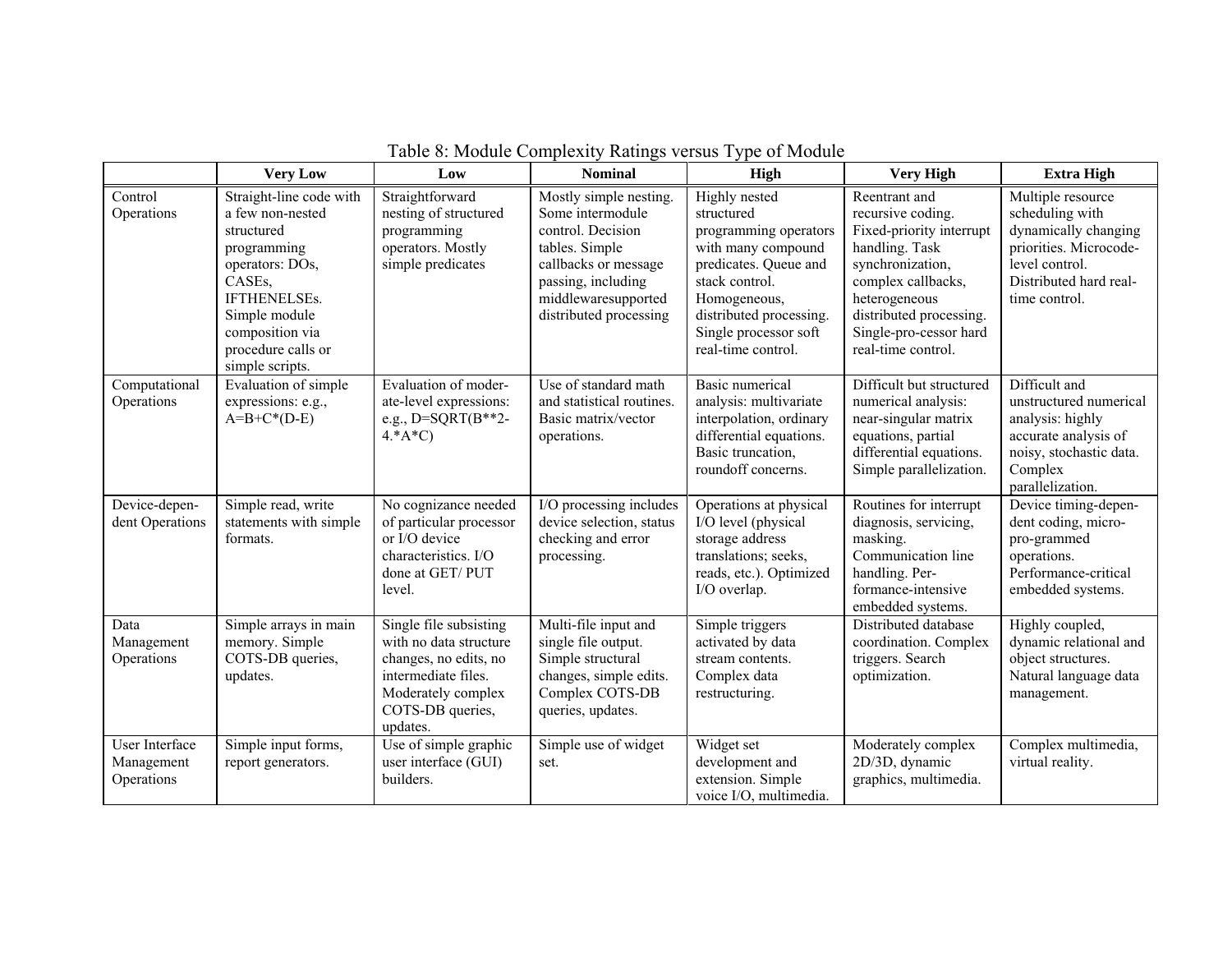Table 8: Module Complexity Ratings versus Type of Module

| | Very Low | Low | Nominal | High | Very High | Extra High |
|---|---|---|---|---|---|---|
| Control Operations | Straight-line code with a few non-nested structured programming operators: DOs, CASEs, IFTHENELSEs. Simple module composition via procedure calls or simple scripts. | Straightforward nesting of structured programming operators. Mostly simple predicates | Mostly simple nesting. Some intermodule control. Decision tables. Simple callbacks or message passing, including middlewaresupported distributed processing | Highly nested structured programming operators with many compound predicates. Queue and stack control. Homogeneous, distributed processing. Single processor soft real-time control. | Reentrant and recursive coding. Fixed-priority interrupt handling. Task synchronization, complex callbacks, heterogeneous distributed processing. Single-pro-cessor hard real-time control. | Multiple resource scheduling with dynamically changing priorities. Microcode-level control. Distributed hard real-time control. |
| Computational Operations | Evaluation of simple expressions: e.g., A=B+C*(D-E) | Evaluation of moder-ate-level expressions: e.g., D=SQRT(B**2-4.*A*C) | Use of standard math and statistical routines. Basic matrix/vector operations. | Basic numerical analysis: multivariate interpolation, ordinary differential equations. Basic truncation, roundoff concerns. | Difficult but structured numerical analysis: near-singular matrix equations, partial differential equations. Simple parallelization. | Difficult and unstructured numerical analysis: highly accurate analysis of noisy, stochastic data. Complex parallelization. |
| Device-depen-dent Operations | Simple read, write statements with simple formats. | No cognizance needed of particular processor or I/O device characteristics. I/O done at GET/ PUT level. | I/O processing includes device selection, status checking and error processing. | Operations at physical I/O level (physical storage address translations; seeks, reads, etc.). Optimized I/O overlap. | Routines for interrupt diagnosis, servicing, masking. Communication line handling. Per-formance-intensive embedded systems. | Device timing-depen-dent coding, micro-pro-grammed operations. Performance-critical embedded systems. |
| Data Management Operations | Simple arrays in main memory. Simple COTS-DB queries, updates. | Single file subsisting with no data structure changes, no edits, no intermediate files. Moderately complex COTS-DB queries, updates. | Multi-file input and single file output. Simple structural changes, simple edits. Complex COTS-DB queries, updates. | Simple triggers activated by data stream contents. Complex data restructuring. | Distributed database coordination. Complex triggers. Search optimization. | Highly coupled, dynamic relational and object structures. Natural language data management. |
| User Interface Management Operations | Simple input forms, report generators. | Use of simple graphic user interface (GUI) builders. | Simple use of widget set. | Widget set development and extension. Simple voice I/O, multimedia. | Moderately complex 2D/3D, dynamic graphics, multimedia. | Complex multimedia, virtual reality. |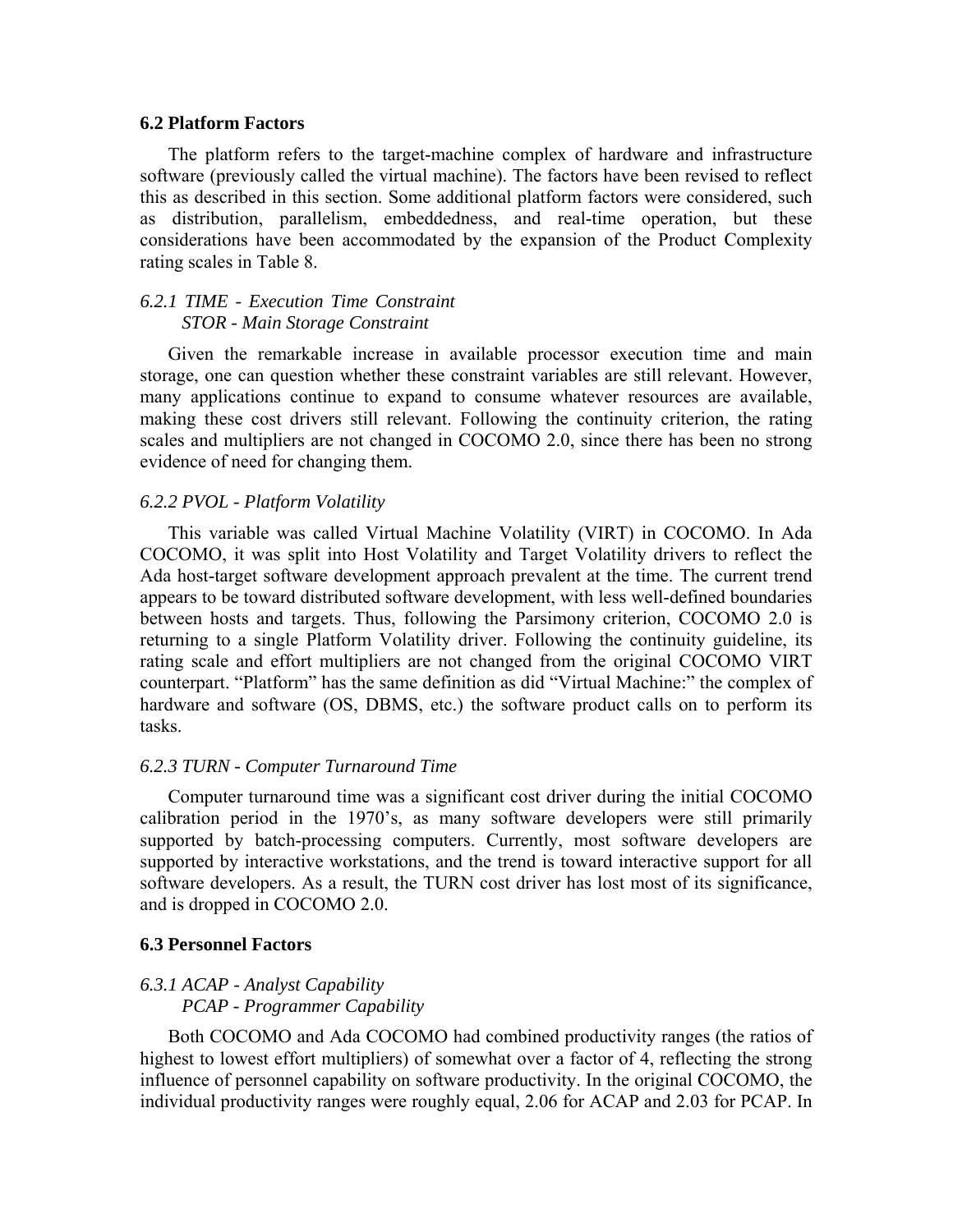### 6.2 Platform Factors

The platform refers to the target-machine complex of hardware and infrastructure software (previously called the virtual machine). The factors have been revised to reflect this as described in this section. Some additional platform factors were considered, such as distribution, parallelism, embeddedness, and real-time operation, but these considerations have been accommodated by the expansion of the Product Complexity rating scales in Table 8.

#### *6.2.1 TIME - Execution Time Constraint*
#### *STOR - Main Storage Constraint*

Given the remarkable increase in available processor execution time and main storage, one can question whether these constraint variables are still relevant. However, many applications continue to expand to consume whatever resources are available, making these cost drivers still relevant. Following the continuity criterion, the rating scales and multipliers are not changed in COCOMO 2.0, since there has been no strong evidence of need for changing them.

#### *6.2.2 PVOL - Platform Volatility*

This variable was called Virtual Machine Volatility (VIRT) in COCOMO. In Ada COCOMO, it was split into Host Volatility and Target Volatility drivers to reflect the Ada host-target software development approach prevalent at the time. The current trend appears to be toward distributed software development, with less well-defined boundaries between hosts and targets. Thus, following the Parsimony criterion, COCOMO 2.0 is returning to a single Platform Volatility driver. Following the continuity guideline, its rating scale and effort multipliers are not changed from the original COCOMO VIRT counterpart. "Platform" has the same definition as did "Virtual Machine:" the complex of hardware and software (OS, DBMS, etc.) the software product calls on to perform its tasks.

#### *6.2.3 TURN - Computer Turnaround Time*

Computer turnaround time was a significant cost driver during the initial COCOMO calibration period in the 1970's, as many software developers were still primarily supported by batch-processing computers. Currently, most software developers are supported by interactive workstations, and the trend is toward interactive support for all software developers. As a result, the TURN cost driver has lost most of its significance, and is dropped in COCOMO 2.0.

### 6.3 Personnel Factors

#### *6.3.1 ACAP - Analyst Capability*
#### *PCAP - Programmer Capability*

Both COCOMO and Ada COCOMO had combined productivity ranges (the ratios of highest to lowest effort multipliers) of somewhat over a factor of 4, reflecting the strong influence of personnel capability on software productivity. In the original COCOMO, the individual productivity ranges were roughly equal, 2.06 for ACAP and 2.03 for PCAP. In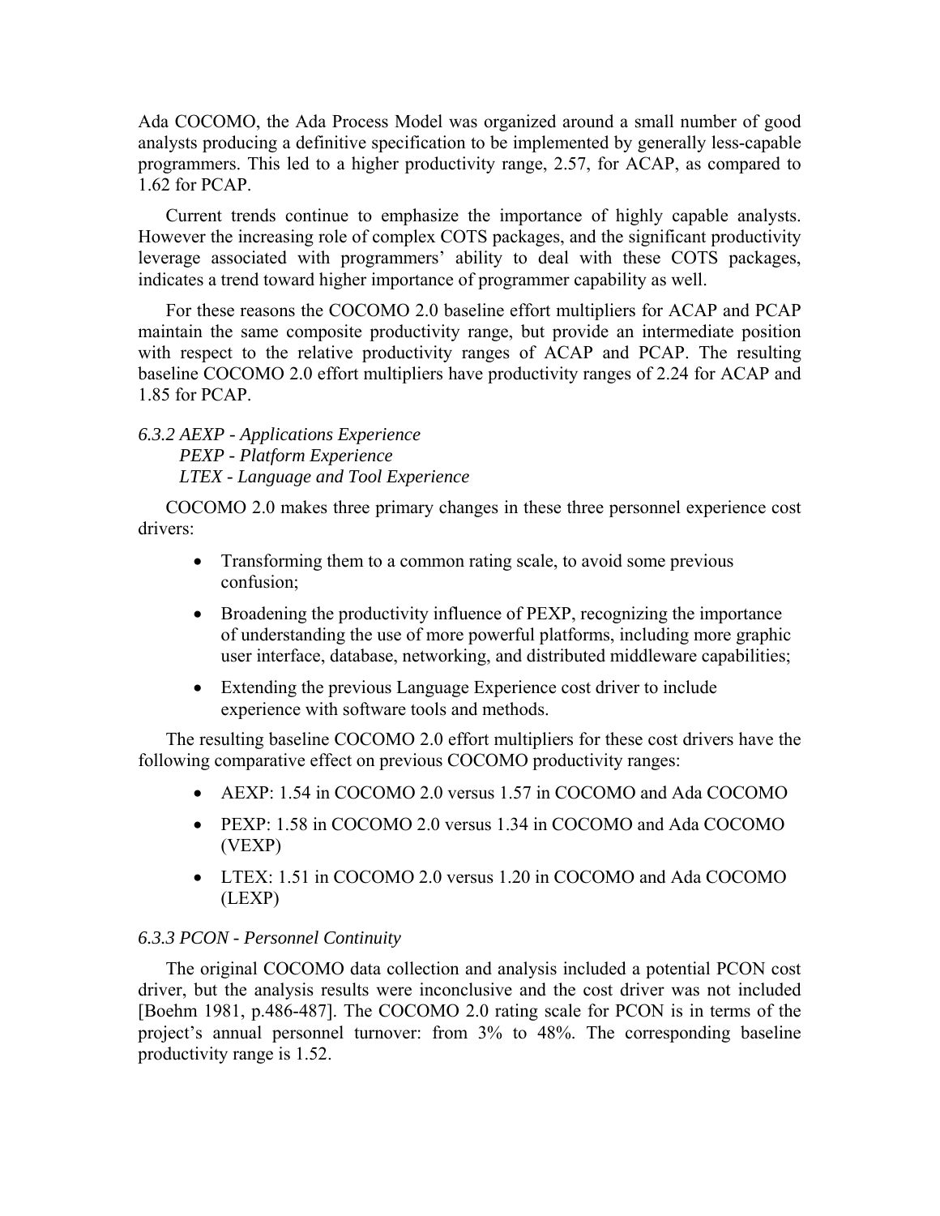Ada COCOMO, the Ada Process Model was organized around a small number of good analysts producing a definitive specification to be implemented by generally less-capable programmers. This led to a higher productivity range, 2.57, for ACAP, as compared to 1.62 for PCAP.

Current trends continue to emphasize the importance of highly capable analysts. However the increasing role of complex COTS packages, and the significant productivity leverage associated with programmers' ability to deal with these COTS packages, indicates a trend toward higher importance of programmer capability as well.

For these reasons the COCOMO 2.0 baseline effort multipliers for ACAP and PCAP maintain the same composite productivity range, but provide an intermediate position with respect to the relative productivity ranges of ACAP and PCAP. The resulting baseline COCOMO 2.0 effort multipliers have productivity ranges of 2.24 for ACAP and 1.85 for PCAP.

#### *6.3.2 AEXP - Applications Experience*
#### *PEXP - Platform Experience*
#### *LTEX - Language and Tool Experience*

COCOMO 2.0 makes three primary changes in these three personnel experience cost drivers:

- Transforming them to a common rating scale, to avoid some previous confusion;
- Broadening the productivity influence of PEXP, recognizing the importance of understanding the use of more powerful platforms, including more graphic user interface, database, networking, and distributed middleware capabilities;
- Extending the previous Language Experience cost driver to include experience with software tools and methods.

The resulting baseline COCOMO 2.0 effort multipliers for these cost drivers have the following comparative effect on previous COCOMO productivity ranges:

- AEXP: 1.54 in COCOMO 2.0 versus 1.57 in COCOMO and Ada COCOMO
- PEXP: 1.58 in COCOMO 2.0 versus 1.34 in COCOMO and Ada COCOMO (VEXP)
- LTEX: 1.51 in COCOMO 2.0 versus 1.20 in COCOMO and Ada COCOMO (LEXP)

#### *6.3.3 PCON - Personnel Continuity*

The original COCOMO data collection and analysis included a potential PCON cost driver, but the analysis results were inconclusive and the cost driver was not included [Boehm 1981, p.486-487]. The COCOMO 2.0 rating scale for PCON is in terms of the project's annual personnel turnover: from 3% to 48%. The corresponding baseline productivity range is 1.52.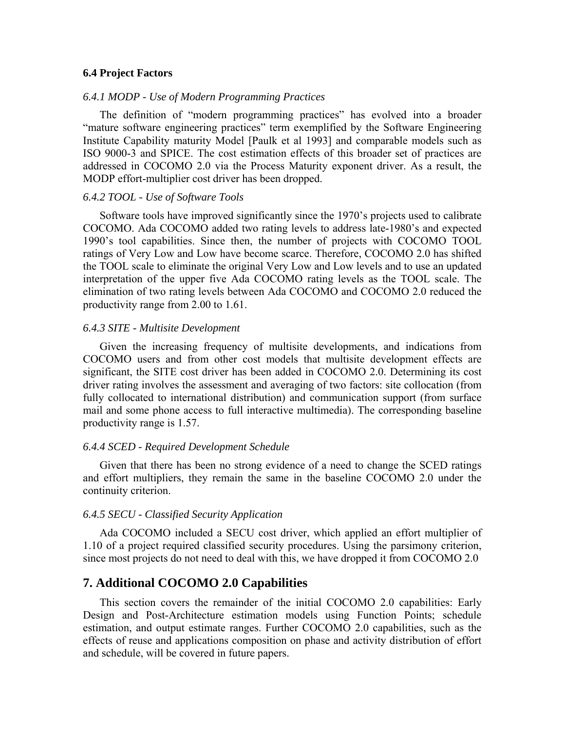### 6.4 Project Factors

#### *6.4.1 MODP - Use of Modern Programming Practices*

The definition of "modern programming practices" has evolved into a broader "mature software engineering practices" term exemplified by the Software Engineering Institute Capability maturity Model [Paulk et al 1993] and comparable models such as ISO 9000-3 and SPICE. The cost estimation effects of this broader set of practices are addressed in COCOMO 2.0 via the Process Maturity exponent driver. As a result, the MODP effort-multiplier cost driver has been dropped.

#### *6.4.2 TOOL - Use of Software Tools*

Software tools have improved significantly since the 1970's projects used to calibrate COCOMO. Ada COCOMO added two rating levels to address late-1980's and expected 1990's tool capabilities. Since then, the number of projects with COCOMO TOOL ratings of Very Low and Low have become scarce. Therefore, COCOMO 2.0 has shifted the TOOL scale to eliminate the original Very Low and Low levels and to use an updated interpretation of the upper five Ada COCOMO rating levels as the TOOL scale. The elimination of two rating levels between Ada COCOMO and COCOMO 2.0 reduced the productivity range from 2.00 to 1.61.

#### *6.4.3 SITE - Multisite Development*

Given the increasing frequency of multisite developments, and indications from COCOMO users and from other cost models that multisite development effects are significant, the SITE cost driver has been added in COCOMO 2.0. Determining its cost driver rating involves the assessment and averaging of two factors: site collocation (from fully collocated to international distribution) and communication support (from surface mail and some phone access to full interactive multimedia). The corresponding baseline productivity range is 1.57.

#### *6.4.4 SCED - Required Development Schedule*

Given that there has been no strong evidence of a need to change the SCED ratings and effort multipliers, they remain the same in the baseline COCOMO 2.0 under the continuity criterion.

#### *6.4.5 SECU - Classified Security Application*

Ada COCOMO included a SECU cost driver, which applied an effort multiplier of 1.10 of a project required classified security procedures. Using the parsimony criterion, since most projects do not need to deal with this, we have dropped it from COCOMO 2.0

## 7. Additional COCOMO 2.0 Capabilities

This section covers the remainder of the initial COCOMO 2.0 capabilities: Early Design and Post-Architecture estimation models using Function Points; schedule estimation, and output estimate ranges. Further COCOMO 2.0 capabilities, such as the effects of reuse and applications composition on phase and activity distribution of effort and schedule, will be covered in future papers.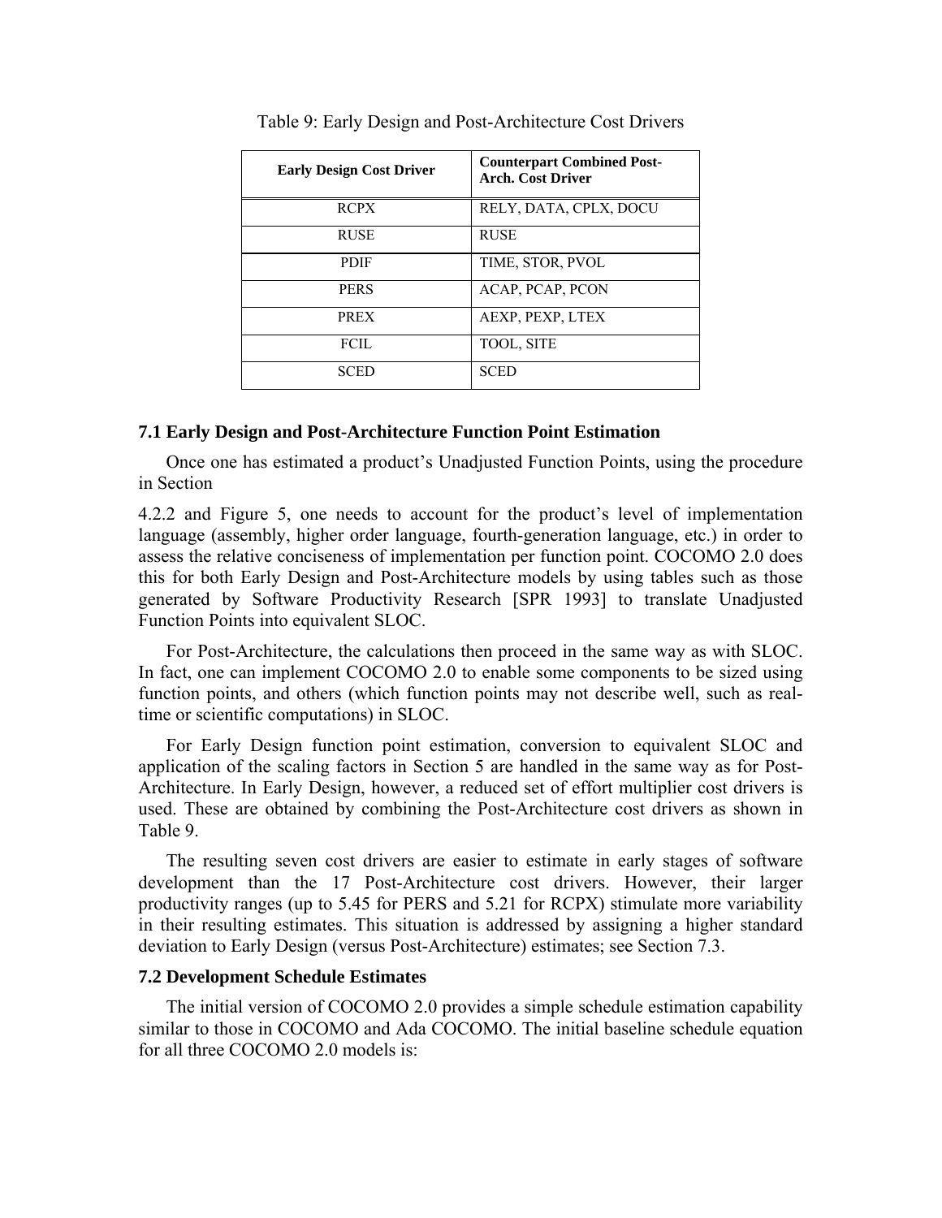Table 9: Early Design and Post-Architecture Cost Drivers

| Early Design Cost Driver | Counterpart Combined Post-Arch. Cost Driver |
| --- | --- |
| RCPX | RELY, DATA, CPLX, DOCU |
| RUSE | RUSE |
| PDIF | TIME, STOR, PVOL |
| PERS | ACAP, PCAP, PCON |
| PREX | AEXP, PEXP, LTEX |
| FCIL | TOOL, SITE |
| SCED | SCED |

### 7.1 Early Design and Post-Architecture Function Point Estimation

Once one has estimated a product's Unadjusted Function Points, using the procedure in Section 4.2.2 and Figure 5, one needs to account for the product's level of implementation language (assembly, higher order language, fourth-generation language, etc.) in order to assess the relative conciseness of implementation per function point. COCOMO 2.0 does this for both Early Design and Post-Architecture models by using tables such as those generated by Software Productivity Research [SPR 1993] to translate Unadjusted Function Points into equivalent SLOC.

For Post-Architecture, the calculations then proceed in the same way as with SLOC. In fact, one can implement COCOMO 2.0 to enable some components to be sized using function points, and others (which function points may not describe well, such as real-time or scientific computations) in SLOC.

For Early Design function point estimation, conversion to equivalent SLOC and application of the scaling factors in Section 5 are handled in the same way as for Post-Architecture. In Early Design, however, a reduced set of effort multiplier cost drivers is used. These are obtained by combining the Post-Architecture cost drivers as shown in Table 9.

The resulting seven cost drivers are easier to estimate in early stages of software development than the 17 Post-Architecture cost drivers. However, their larger productivity ranges (up to 5.45 for PERS and 5.21 for RCPX) stimulate more variability in their resulting estimates. This situation is addressed by assigning a higher standard deviation to Early Design (versus Post-Architecture) estimates; see Section 7.3.

### 7.2 Development Schedule Estimates

The initial version of COCOMO 2.0 provides a simple schedule estimation capability similar to those in COCOMO and Ada COCOMO. The initial baseline schedule equation for all three COCOMO 2.0 models is: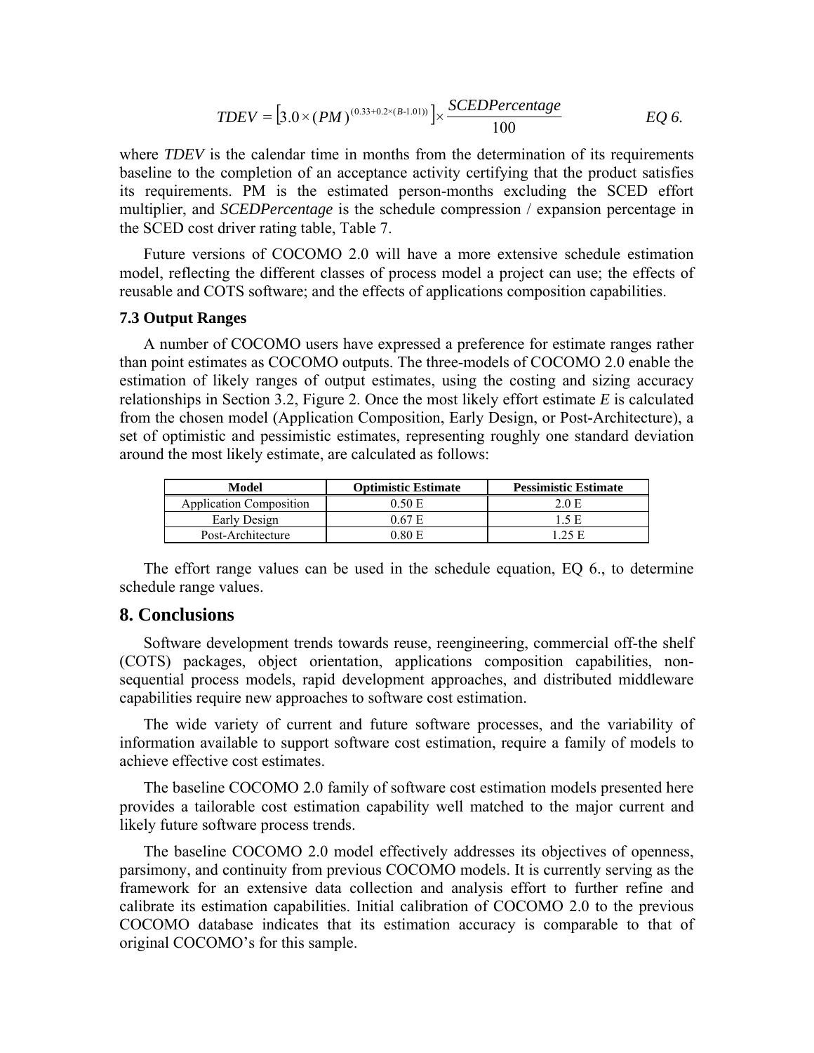$$TDEV = \left[3.0 \times (PM)^{(0.33+0.2\times(B\text{-}1.01))}\right] \times \frac{SCEDPercentage}{100} \qquad EQ\ 6.$$

where *TDEV* is the calendar time in months from the determination of its requirements baseline to the completion of an acceptance activity certifying that the product satisfies its requirements. PM is the estimated person-months excluding the SCED effort multiplier, and *SCEDPercentage* is the schedule compression / expansion percentage in the SCED cost driver rating table, Table 7.

Future versions of COCOMO 2.0 will have a more extensive schedule estimation model, reflecting the different classes of process model a project can use; the effects of reusable and COTS software; and the effects of applications composition capabilities.

### 7.3 Output Ranges

A number of COCOMO users have expressed a preference for estimate ranges rather than point estimates as COCOMO outputs. The three-models of COCOMO 2.0 enable the estimation of likely ranges of output estimates, using the costing and sizing accuracy relationships in Section 3.2, Figure 2. Once the most likely effort estimate *E* is calculated from the chosen model (Application Composition, Early Design, or Post-Architecture), a set of optimistic and pessimistic estimates, representing roughly one standard deviation around the most likely estimate, are calculated as follows:

| Model | Optimistic Estimate | Pessimistic Estimate |
|---|---|---|
| Application Composition | 0.50 E | 2.0 E |
| Early Design | 0.67 E | 1.5 E |
| Post-Architecture | 0.80 E | 1.25 E |

The effort range values can be used in the schedule equation, EQ 6., to determine schedule range values.

## 8. Conclusions

Software development trends towards reuse, reengineering, commercial off-the shelf (COTS) packages, object orientation, applications composition capabilities, non-sequential process models, rapid development approaches, and distributed middleware capabilities require new approaches to software cost estimation.

The wide variety of current and future software processes, and the variability of information available to support software cost estimation, require a family of models to achieve effective cost estimates.

The baseline COCOMO 2.0 family of software cost estimation models presented here provides a tailorable cost estimation capability well matched to the major current and likely future software process trends.

The baseline COCOMO 2.0 model effectively addresses its objectives of openness, parsimony, and continuity from previous COCOMO models. It is currently serving as the framework for an extensive data collection and analysis effort to further refine and calibrate its estimation capabilities. Initial calibration of COCOMO 2.0 to the previous COCOMO database indicates that its estimation accuracy is comparable to that of original COCOMO's for this sample.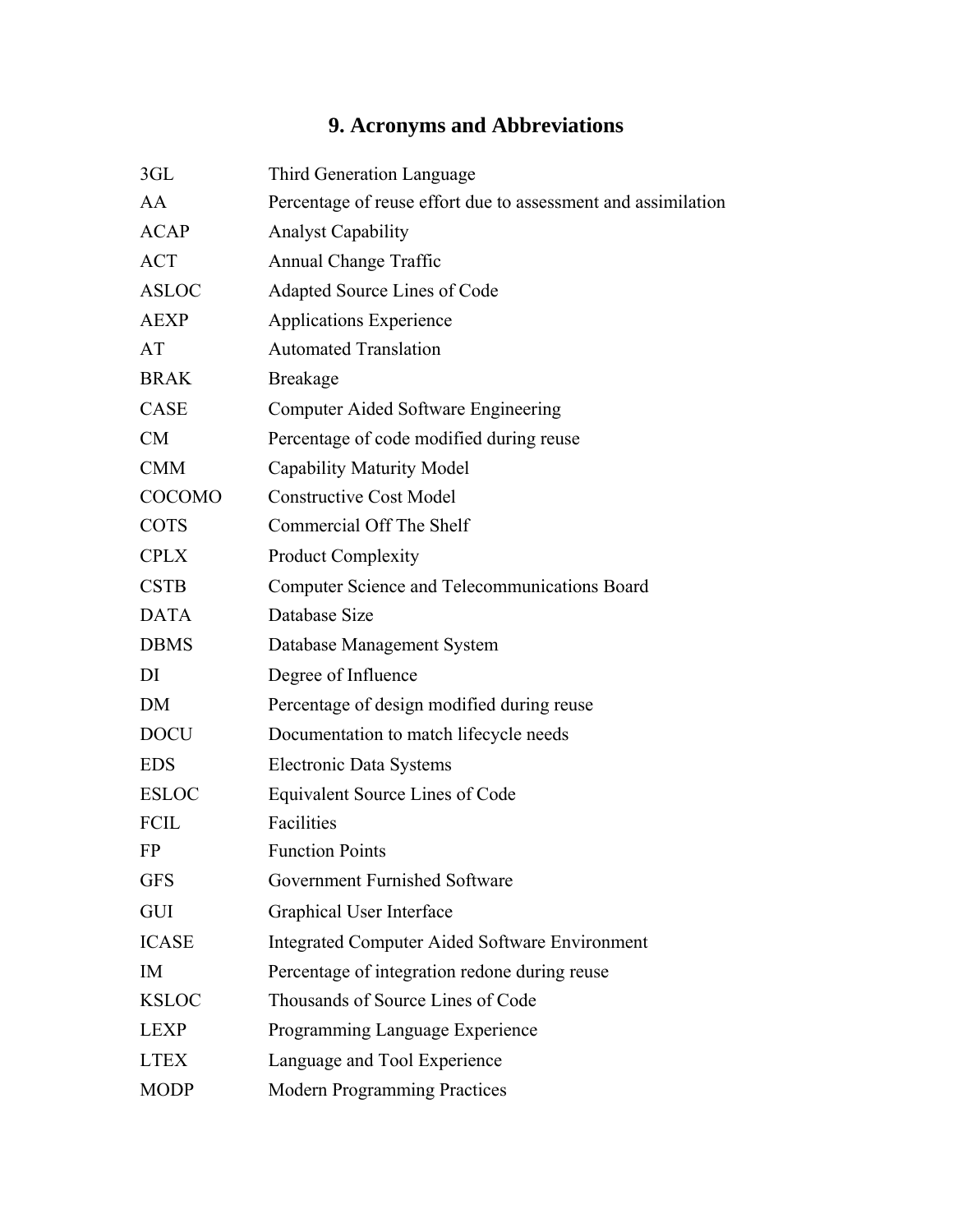# 9. Acronyms and Abbreviations

| | |
|---|---|
| 3GL | Third Generation Language |
| AA | Percentage of reuse effort due to assessment and assimilation |
| ACAP | Analyst Capability |
| ACT | Annual Change Traffic |
| ASLOC | Adapted Source Lines of Code |
| AEXP | Applications Experience |
| AT | Automated Translation |
| BRAK | Breakage |
| CASE | Computer Aided Software Engineering |
| CM | Percentage of code modified during reuse |
| CMM | Capability Maturity Model |
| COCOMO | Constructive Cost Model |
| COTS | Commercial Off The Shelf |
| CPLX | Product Complexity |
| CSTB | Computer Science and Telecommunications Board |
| DATA | Database Size |
| DBMS | Database Management System |
| DI | Degree of Influence |
| DM | Percentage of design modified during reuse |
| DOCU | Documentation to match lifecycle needs |
| EDS | Electronic Data Systems |
| ESLOC | Equivalent Source Lines of Code |
| FCIL | Facilities |
| FP | Function Points |
| GFS | Government Furnished Software |
| GUI | Graphical User Interface |
| ICASE | Integrated Computer Aided Software Environment |
| IM | Percentage of integration redone during reuse |
| KSLOC | Thousands of Source Lines of Code |
| LEXP | Programming Language Experience |
| LTEX | Language and Tool Experience |
| MODP | Modern Programming Practices |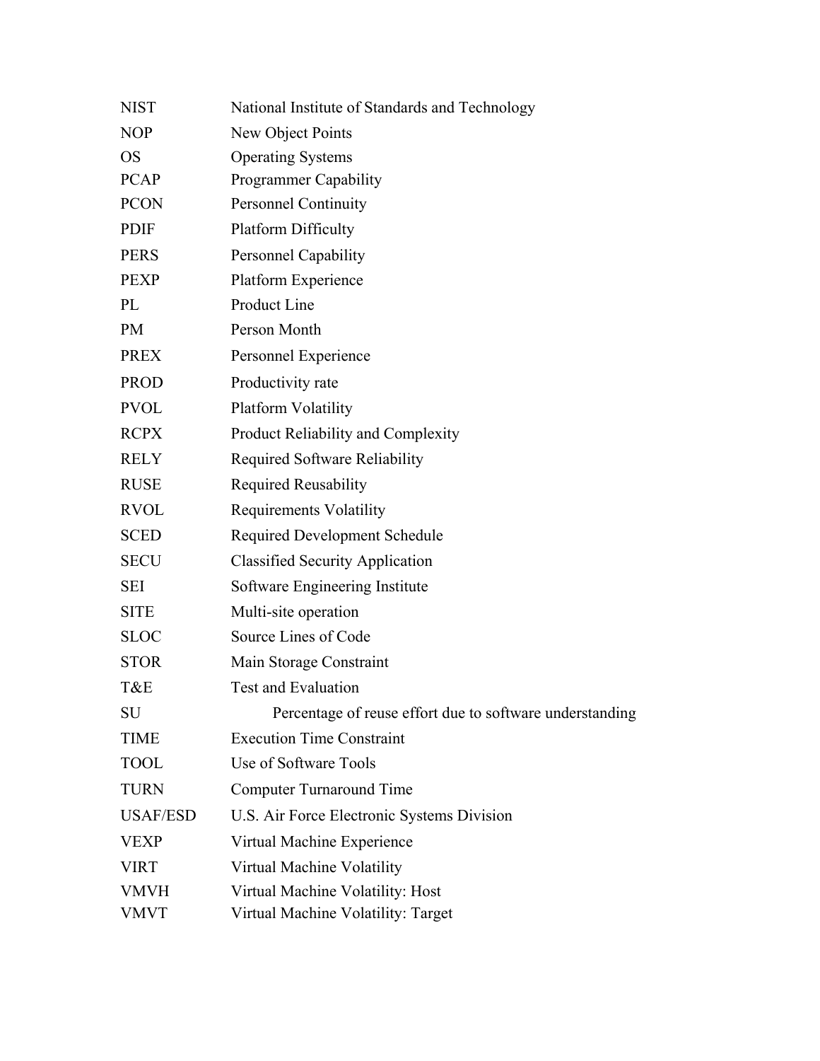| | |
|---|---|
| NIST | National Institute of Standards and Technology |
| NOP | New Object Points |
| OS | Operating Systems |
| PCAP | Programmer Capability |
| PCON | Personnel Continuity |
| PDIF | Platform Difficulty |
| PERS | Personnel Capability |
| PEXP | Platform Experience |
| PL | Product Line |
| PM | Person Month |
| PREX | Personnel Experience |
| PROD | Productivity rate |
| PVOL | Platform Volatility |
| RCPX | Product Reliability and Complexity |
| RELY | Required Software Reliability |
| RUSE | Required Reusability |
| RVOL | Requirements Volatility |
| SCED | Required Development Schedule |
| SECU | Classified Security Application |
| SEI | Software Engineering Institute |
| SITE | Multi-site operation |
| SLOC | Source Lines of Code |
| STOR | Main Storage Constraint |
| T&E | Test and Evaluation |
| SU | Percentage of reuse effort due to software understanding |
| TIME | Execution Time Constraint |
| TOOL | Use of Software Tools |
| TURN | Computer Turnaround Time |
| USAF/ESD | U.S. Air Force Electronic Systems Division |
| VEXP | Virtual Machine Experience |
| VIRT | Virtual Machine Volatility |
| VMVH | Virtual Machine Volatility: Host |
| VMVT | Virtual Machine Volatility: Target |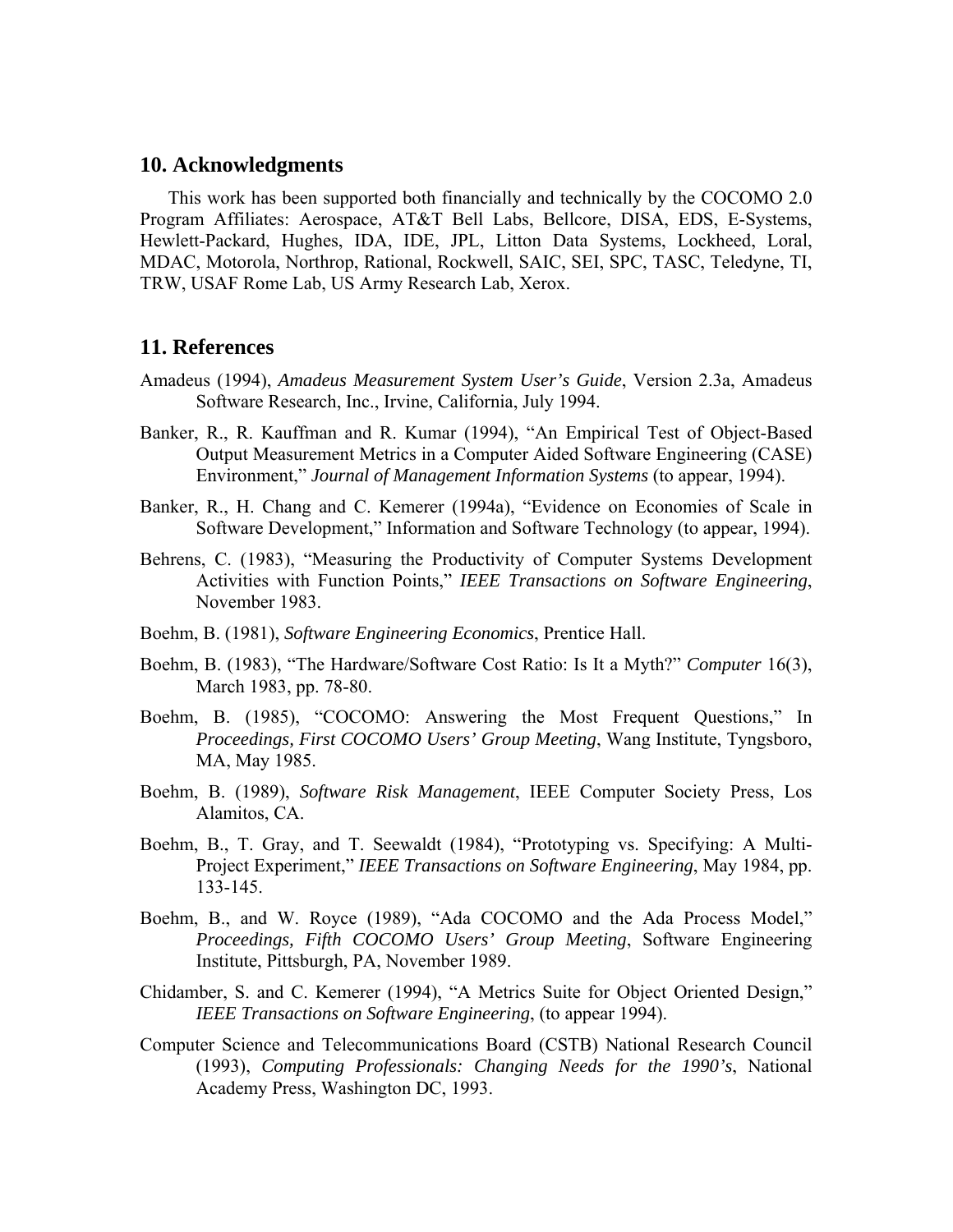## 10. Acknowledgments

This work has been supported both financially and technically by the COCOMO 2.0 Program Affiliates: Aerospace, AT&T Bell Labs, Bellcore, DISA, EDS, E-Systems, Hewlett-Packard, Hughes, IDA, IDE, JPL, Litton Data Systems, Lockheed, Loral, MDAC, Motorola, Northrop, Rational, Rockwell, SAIC, SEI, SPC, TASC, Teledyne, TI, TRW, USAF Rome Lab, US Army Research Lab, Xerox.

## 11. References

Amadeus (1994), *Amadeus Measurement System User's Guide*, Version 2.3a, Amadeus Software Research, Inc., Irvine, California, July 1994.

Banker, R., R. Kauffman and R. Kumar (1994), "An Empirical Test of Object-Based Output Measurement Metrics in a Computer Aided Software Engineering (CASE) Environment," *Journal of Management Information Systems* (to appear, 1994).

Banker, R., H. Chang and C. Kemerer (1994a), "Evidence on Economies of Scale in Software Development," Information and Software Technology (to appear, 1994).

Behrens, C. (1983), "Measuring the Productivity of Computer Systems Development Activities with Function Points," *IEEE Transactions on Software Engineering*, November 1983.

Boehm, B. (1981), *Software Engineering Economics*, Prentice Hall.

Boehm, B. (1983), "The Hardware/Software Cost Ratio: Is It a Myth?" *Computer* 16(3), March 1983, pp. 78-80.

Boehm, B. (1985), "COCOMO: Answering the Most Frequent Questions," In *Proceedings, First COCOMO Users' Group Meeting*, Wang Institute, Tyngsboro, MA, May 1985.

Boehm, B. (1989), *Software Risk Management*, IEEE Computer Society Press, Los Alamitos, CA.

Boehm, B., T. Gray, and T. Seewaldt (1984), "Prototyping vs. Specifying: A Multi-Project Experiment," *IEEE Transactions on Software Engineering*, May 1984, pp. 133-145.

Boehm, B., and W. Royce (1989), "Ada COCOMO and the Ada Process Model," *Proceedings, Fifth COCOMO Users' Group Meeting*, Software Engineering Institute, Pittsburgh, PA, November 1989.

Chidamber, S. and C. Kemerer (1994), "A Metrics Suite for Object Oriented Design," *IEEE Transactions on Software Engineering*, (to appear 1994).

Computer Science and Telecommunications Board (CSTB) National Research Council (1993), *Computing Professionals: Changing Needs for the 1990's*, National Academy Press, Washington DC, 1993.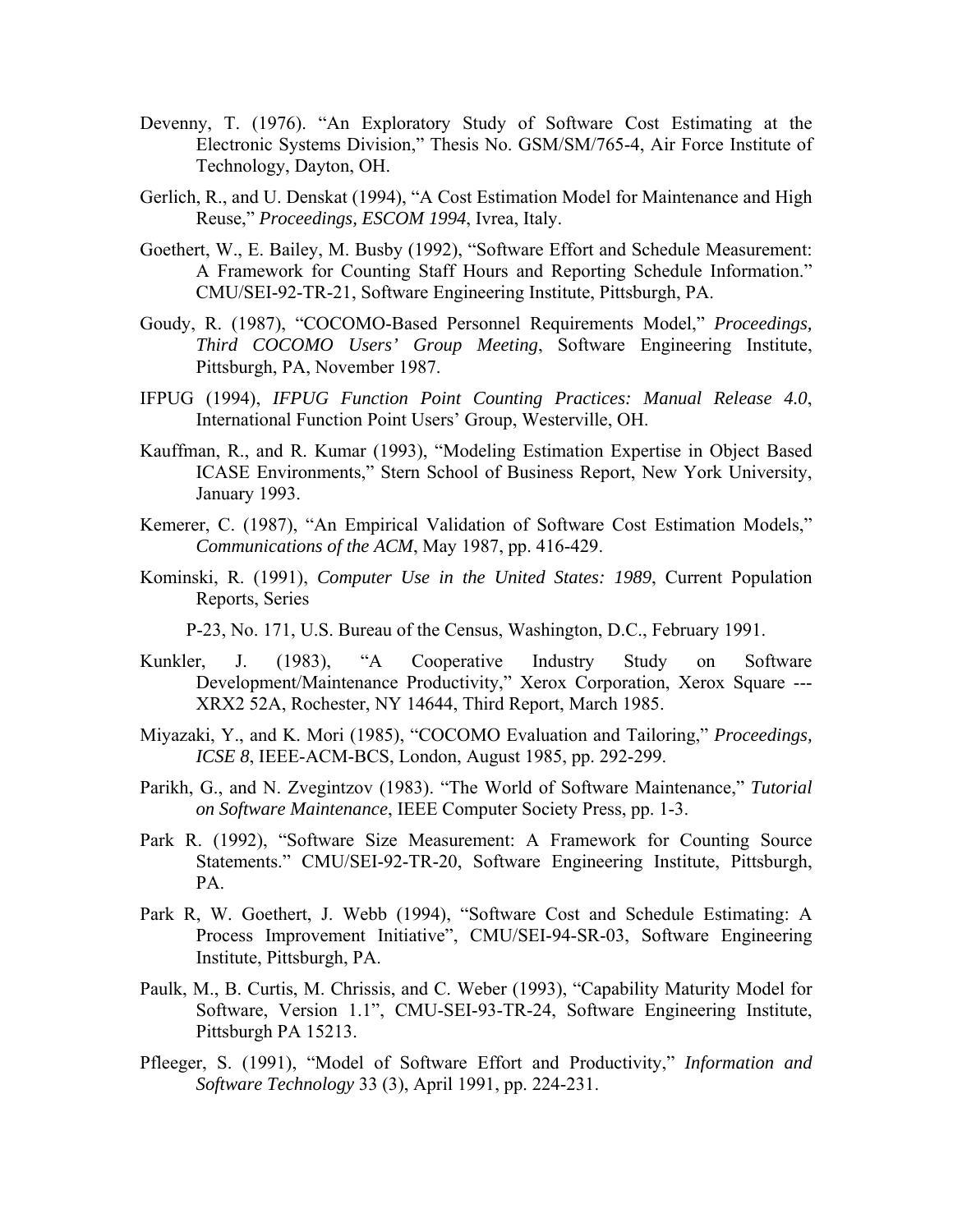Devenny, T. (1976). "An Exploratory Study of Software Cost Estimating at the Electronic Systems Division," Thesis No. GSM/SM/765-4, Air Force Institute of Technology, Dayton, OH.

Gerlich, R., and U. Denskat (1994), "A Cost Estimation Model for Maintenance and High Reuse," *Proceedings, ESCOM 1994*, Ivrea, Italy.

Goethert, W., E. Bailey, M. Busby (1992), "Software Effort and Schedule Measurement: A Framework for Counting Staff Hours and Reporting Schedule Information." CMU/SEI-92-TR-21, Software Engineering Institute, Pittsburgh, PA.

Goudy, R. (1987), "COCOMO-Based Personnel Requirements Model," *Proceedings, Third COCOMO Users' Group Meeting*, Software Engineering Institute, Pittsburgh, PA, November 1987.

IFPUG (1994), *IFPUG Function Point Counting Practices: Manual Release 4.0*, International Function Point Users' Group, Westerville, OH.

Kauffman, R., and R. Kumar (1993), "Modeling Estimation Expertise in Object Based ICASE Environments," Stern School of Business Report, New York University, January 1993.

Kemerer, C. (1987), "An Empirical Validation of Software Cost Estimation Models," *Communications of the ACM*, May 1987, pp. 416-429.

Kominski, R. (1991), *Computer Use in the United States: 1989*, Current Population Reports, Series

P-23, No. 171, U.S. Bureau of the Census, Washington, D.C., February 1991.

Kunkler, J. (1983), "A Cooperative Industry Study on Software Development/Maintenance Productivity," Xerox Corporation, Xerox Square --- XRX2 52A, Rochester, NY 14644, Third Report, March 1985.

Miyazaki, Y., and K. Mori (1985), "COCOMO Evaluation and Tailoring," *Proceedings, ICSE 8*, IEEE-ACM-BCS, London, August 1985, pp. 292-299.

Parikh, G., and N. Zvegintzov (1983). "The World of Software Maintenance," *Tutorial on Software Maintenance*, IEEE Computer Society Press, pp. 1-3.

Park R. (1992), "Software Size Measurement: A Framework for Counting Source Statements." CMU/SEI-92-TR-20, Software Engineering Institute, Pittsburgh, PA.

Park R, W. Goethert, J. Webb (1994), "Software Cost and Schedule Estimating: A Process Improvement Initiative", CMU/SEI-94-SR-03, Software Engineering Institute, Pittsburgh, PA.

Paulk, M., B. Curtis, M. Chrissis, and C. Weber (1993), "Capability Maturity Model for Software, Version 1.1", CMU-SEI-93-TR-24, Software Engineering Institute, Pittsburgh PA 15213.

Pfleeger, S. (1991), "Model of Software Effort and Productivity," *Information and Software Technology* 33 (3), April 1991, pp. 224-231.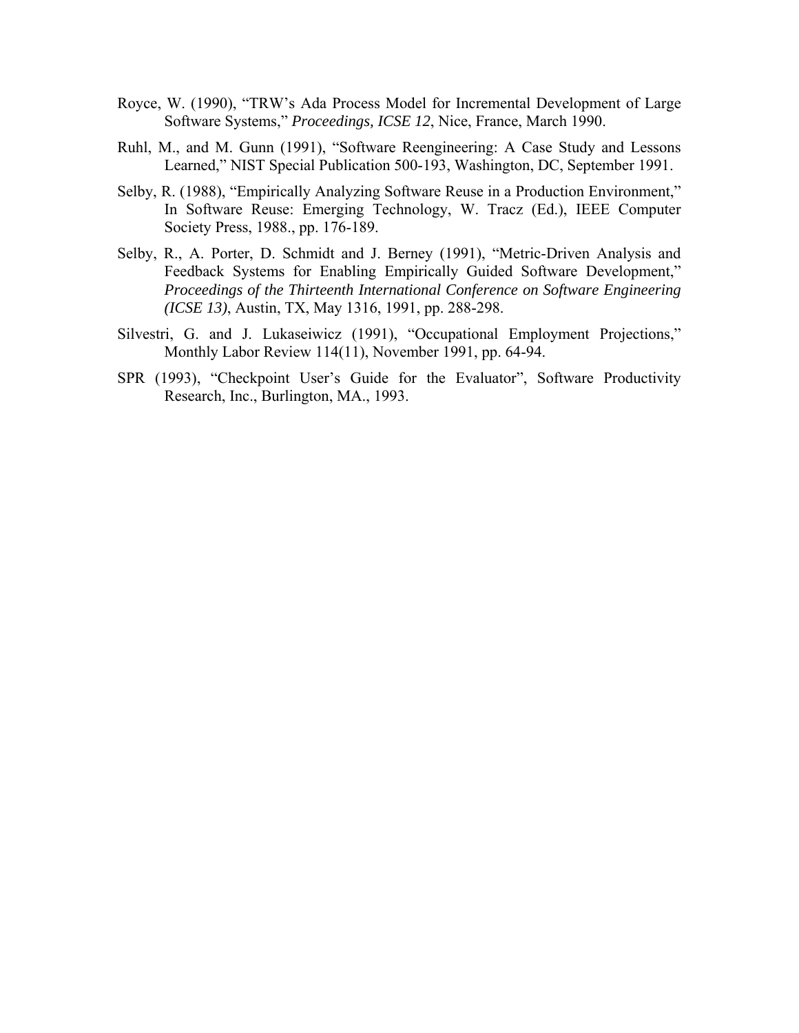Royce, W. (1990), "TRW's Ada Process Model for Incremental Development of Large Software Systems," *Proceedings, ICSE 12*, Nice, France, March 1990.

Ruhl, M., and M. Gunn (1991), "Software Reengineering: A Case Study and Lessons Learned," NIST Special Publication 500-193, Washington, DC, September 1991.

Selby, R. (1988), "Empirically Analyzing Software Reuse in a Production Environment," In Software Reuse: Emerging Technology, W. Tracz (Ed.), IEEE Computer Society Press, 1988., pp. 176-189.

Selby, R., A. Porter, D. Schmidt and J. Berney (1991), "Metric-Driven Analysis and Feedback Systems for Enabling Empirically Guided Software Development," *Proceedings of the Thirteenth International Conference on Software Engineering (ICSE 13)*, Austin, TX, May 1316, 1991, pp. 288-298.

Silvestri, G. and J. Lukaseiwicz (1991), "Occupational Employment Projections," Monthly Labor Review 114(11), November 1991, pp. 64-94.

SPR (1993), "Checkpoint User's Guide for the Evaluator", Software Productivity Research, Inc., Burlington, MA., 1993.